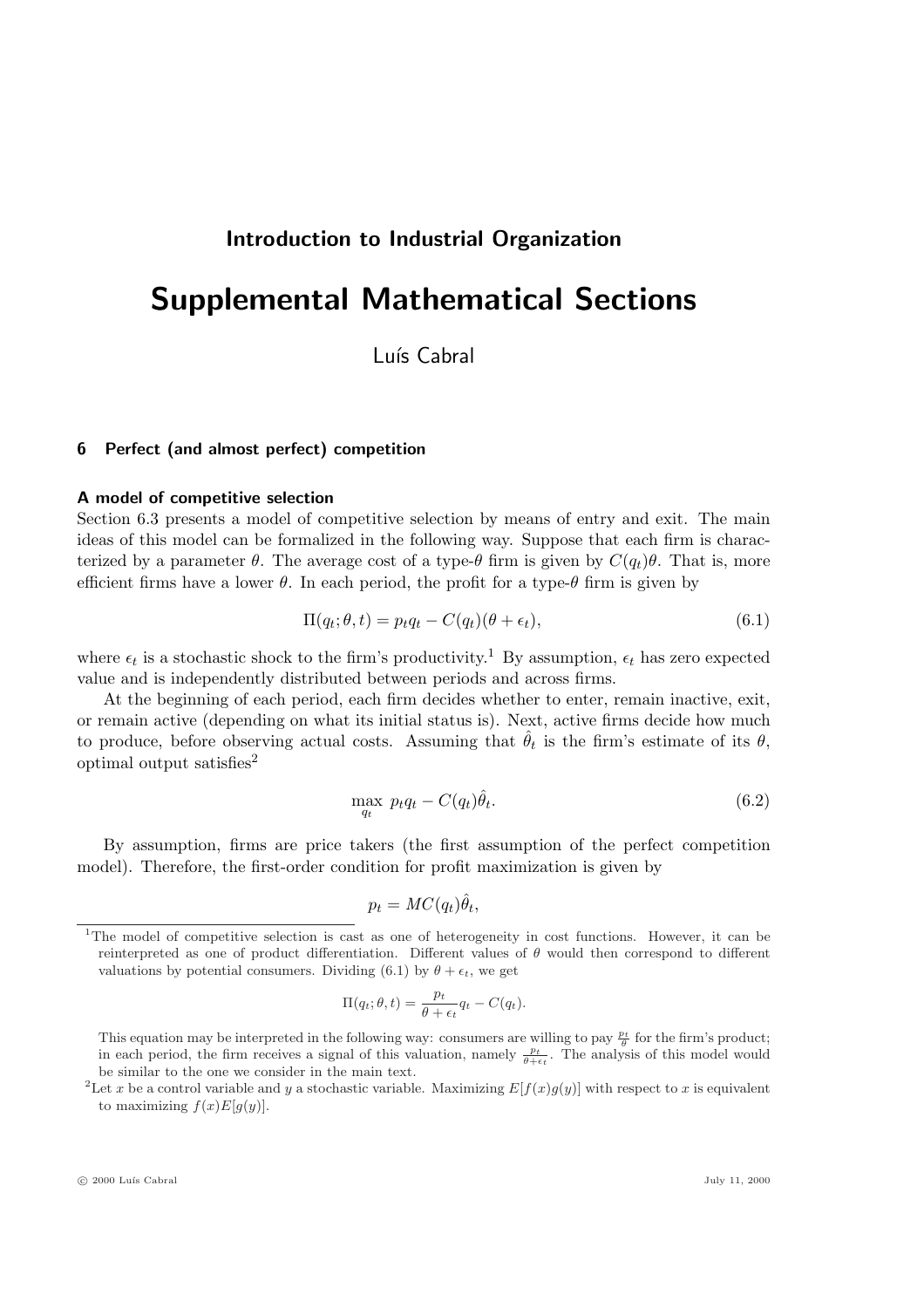# Introduction to Industrial Organization

# Supplemental Mathematical Sections

Luís Cabral

## 6 Perfect (and almost perfect) competition

### A model of competitive selection

Section 6.3 presents a model of competitive selection by means of entry and exit. The main ideas of this model can be formalized in the following way. Suppose that each firm is characterized by a parameter $\theta$. The average cost of a type-$\theta$ firm is given by $C(q_t)\theta$. That is, more efficient firms have a lower $\theta$. In each period, the profit for a type-$\theta$ firm is given by

$$\Pi(q_t; \theta, t) = p_t q_t - C(q_t)(\theta + \epsilon_t), \tag{6.1}$$

where $\epsilon_t$ is a stochastic shock to the firm's productivity.[1] By assumption, $\epsilon_t$ has zero expected value and is independently distributed between periods and across firms.

At the beginning of each period, each firm decides whether to enter, remain inactive, exit, or remain active (depending on what its initial status is). Next, active firms decide how much to produce, before observing actual costs. Assuming that $\hat{\theta}_t$ is the firm's estimate of its $\theta$, optimal output satisfies[2]

$$\max_{q_t} \; p_t q_t - C(q_t)\hat{\theta}_t. \tag{6.2}$$

By assumption, firms are price takers (the first assumption of the perfect competition model). Therefore, the first-order condition for profit maximization is given by

$$p_t = MC(q_t)\hat{\theta}_t,$$

---

[1] The model of competitive selection is cast as one of heterogeneity in cost functions. However, it can be reinterpreted as one of product differentiation. Different values of $\theta$ would then correspond to different valuations by potential consumers. Dividing (6.1) by $\theta + \epsilon_t$, we get

$$\Pi(q_t; \theta, t) = \frac{p_t}{\theta + \epsilon_t} q_t - C(q_t).$$

This equation may be interpreted in the following way: consumers are willing to pay $\frac{p_t}{\theta}$ for the firm's product; in each period, the firm receives a signal of this valuation, namely $\frac{p_t}{\theta + \epsilon_t}$. The analysis of this model would be similar to the one we consider in the main text.

[2] Let $x$ be a control variable and $y$ a stochastic variable. Maximizing $E[f(x)g(y)]$ with respect to $x$ is equivalent to maximizing $f(x)E[g(y)]$.

© 2000 Luís Cabral July 11, 2000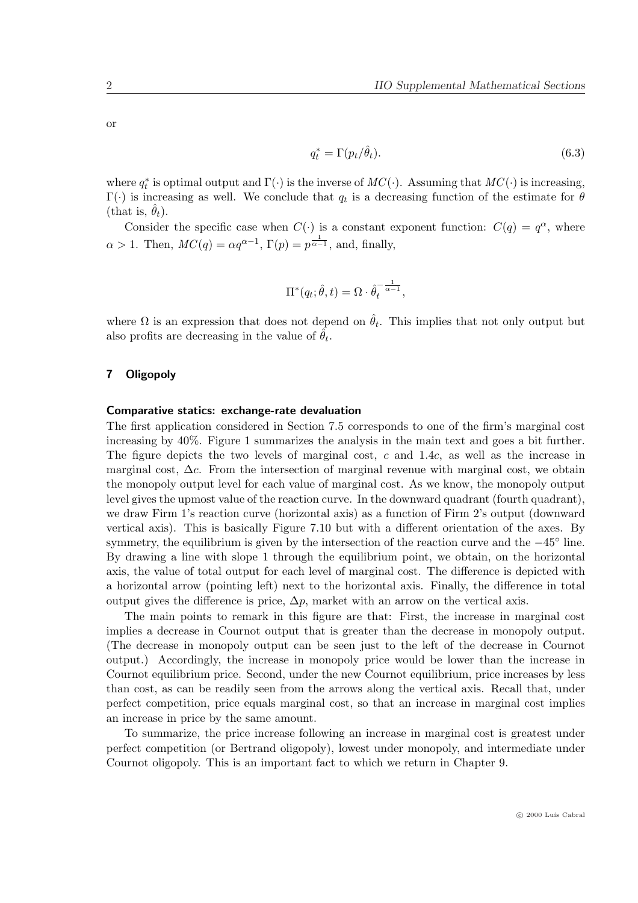or

$$q_t^* = \Gamma(p_t/\hat{\theta}_t). \tag{6.3}$$

where $q_t^*$ is optimal output and $\Gamma(\cdot)$ is the inverse of $MC(\cdot)$. Assuming that $MC(\cdot)$ is increasing, $\Gamma(\cdot)$ is increasing as well. We conclude that $q_t$ is a decreasing function of the estimate for $\theta$ (that is, $\hat{\theta}_t$).

Consider the specific case when $C(\cdot)$ is a constant exponent function: $C(q) = q^\alpha$, where $\alpha > 1$. Then, $MC(q) = \alpha q^{\alpha-1}$, $\Gamma(p) = p^{\frac{1}{\alpha-1}}$, and, finally,

$$\Pi^*(q_t; \hat{\theta}, t) = \Omega \cdot \hat{\theta}_t^{-\frac{1}{\alpha-1}},$$

where $\Omega$ is an expression that does not depend on $\hat{\theta}_t$. This implies that not only output but also profits are decreasing in the value of $\hat{\theta}_t$.

## 7 Oligopoly

### Comparative statics: exchange-rate devaluation

The first application considered in Section 7.5 corresponds to one of the firm's marginal cost increasing by 40%. Figure 1 summarizes the analysis in the main text and goes a bit further. The figure depicts the two levels of marginal cost, $c$ and $1.4c$, as well as the increase in marginal cost, $\Delta c$. From the intersection of marginal revenue with marginal cost, we obtain the monopoly output level for each value of marginal cost. As we know, the monopoly output level gives the upmost value of the reaction curve. In the downward quadrant (fourth quadrant), we draw Firm 1's reaction curve (horizontal axis) as a function of Firm 2's output (downward vertical axis). This is basically Figure 7.10 but with a different orientation of the axes. By symmetry, the equilibrium is given by the intersection of the reaction curve and the $-45^\circ$ line. By drawing a line with slope 1 through the equilibrium point, we obtain, on the horizontal axis, the value of total output for each level of marginal cost. The difference is depicted with a horizontal arrow (pointing left) next to the horizontal axis. Finally, the difference in total output gives the difference is price, $\Delta p$, market with an arrow on the vertical axis.

The main points to remark in this figure are that: First, the increase in marginal cost implies a decrease in Cournot output that is greater than the decrease in monopoly output. (The decrease in monopoly output can be seen just to the left of the decrease in Cournot output.) Accordingly, the increase in monopoly price would be lower than the increase in Cournot equilibrium price. Second, under the new Cournot equilibrium, price increases by less than cost, as can be readily seen from the arrows along the vertical axis. Recall that, under perfect competition, price equals marginal cost, so that an increase in marginal cost implies an increase in price by the same amount.

To summarize, the price increase following an increase in marginal cost is greatest under perfect competition (or Bertrand oligopoly), lowest under monopoly, and intermediate under Cournot oligopoly. This is an important fact to which we return in Chapter 9.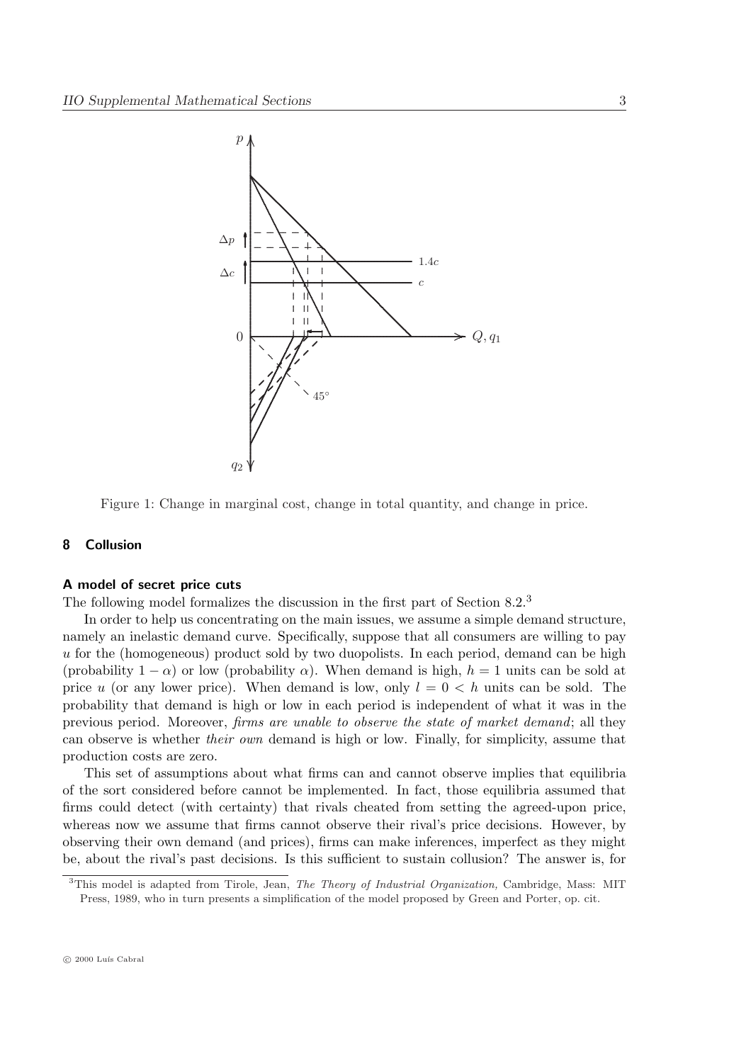Figure 1: Change in marginal cost, change in total quantity, and change in price.

## 8 Collusion

### A model of secret price cuts

The following model formalizes the discussion in the first part of Section 8.2.[3]

In order to help us concentrating on the main issues, we assume a simple demand structure, namely an inelastic demand curve. Specifically, suppose that all consumers are willing to pay $u$ for the (homogeneous) product sold by two duopolists. In each period, demand can be high (probability $1 - \alpha$) or low (probability $\alpha$). When demand is high, $h = 1$ units can be sold at price $u$ (or any lower price). When demand is low, only $l = 0 < h$ units can be sold. The probability that demand is high or low in each period is independent of what it was in the previous period. Moreover, *firms are unable to observe the state of market demand*; all they can observe is whether *their own* demand is high or low. Finally, for simplicity, assume that production costs are zero.

This set of assumptions about what firms can and cannot observe implies that equilibria of the sort considered before cannot be implemented. In fact, those equilibria assumed that firms could detect (with certainty) that rivals cheated from setting the agreed-upon price, whereas now we assume that firms cannot observe their rival's price decisions. However, by observing their own demand (and prices), firms can make inferences, imperfect as they might be, about the rival's past decisions. Is this sufficient to sustain collusion? The answer is, for

[3] This model is adapted from Tirole, Jean, *The Theory of Industrial Organization,* Cambridge, Mass: MIT Press, 1989, who in turn presents a simplification of the model proposed by Green and Porter, op. cit.

© 2000 Luís Cabral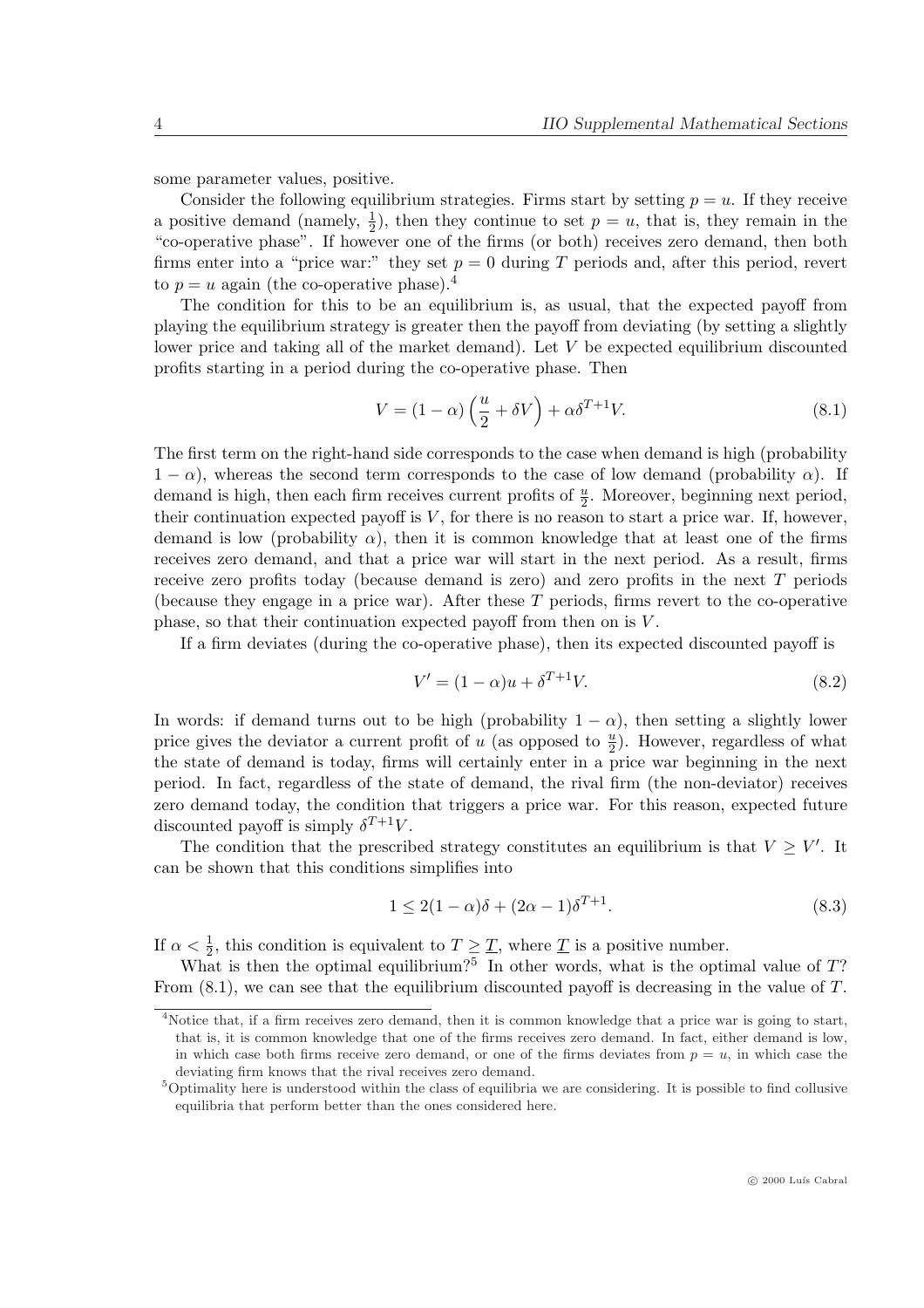some parameter values, positive.

Consider the following equilibrium strategies. Firms start by setting $p = u$. If they receive a positive demand (namely, $\frac{1}{2}$), then they continue to set $p = u$, that is, they remain in the "co-operative phase". If however one of the firms (or both) receives zero demand, then both firms enter into a "price war:" they set $p = 0$ during $T$ periods and, after this period, revert to $p = u$ again (the co-operative phase).[4]

The condition for this to be an equilibrium is, as usual, that the expected payoff from playing the equilibrium strategy is greater then the payoff from deviating (by setting a slightly lower price and taking all of the market demand). Let $V$ be expected equilibrium discounted profits starting in a period during the co-operative phase. Then

$$V = (1 - \alpha)\left(\frac{u}{2} + \delta V\right) + \alpha \delta^{T+1} V. \tag{8.1}$$

The first term on the right-hand side corresponds to the case when demand is high (probability $1 - \alpha$), whereas the second term corresponds to the case of low demand (probability $\alpha$). If demand is high, then each firm receives current profits of $\frac{u}{2}$. Moreover, beginning next period, their continuation expected payoff is $V$, for there is no reason to start a price war. If, however, demand is low (probability $\alpha$), then it is common knowledge that at least one of the firms receives zero demand, and that a price war will start in the next period. As a result, firms receive zero profits today (because demand is zero) and zero profits in the next $T$ periods (because they engage in a price war). After these $T$ periods, firms revert to the co-operative phase, so that their continuation expected payoff from then on is $V$.

If a firm deviates (during the co-operative phase), then its expected discounted payoff is

$$V' = (1 - \alpha)u + \delta^{T+1} V. \tag{8.2}$$

In words: if demand turns out to be high (probability $1 - \alpha$), then setting a slightly lower price gives the deviator a current profit of $u$ (as opposed to $\frac{u}{2}$). However, regardless of what the state of demand is today, firms will certainly enter in a price war beginning in the next period. In fact, regardless of the state of demand, the rival firm (the non-deviator) receives zero demand today, the condition that triggers a price war. For this reason, expected future discounted payoff is simply $\delta^{T+1} V$.

The condition that the prescribed strategy constitutes an equilibrium is that $V \geq V'$. It can be shown that this conditions simplifies into

$$1 \leq 2(1 - \alpha)\delta + (2\alpha - 1)\delta^{T+1}. \tag{8.3}$$

If $\alpha < \frac{1}{2}$, this condition is equivalent to $T \geq \underline{T}$, where $\underline{T}$ is a positive number.

What is then the optimal equilibrium?[5] In other words, what is the optimal value of $T$? From (8.1), we can see that the equilibrium discounted payoff is decreasing in the value of $T$.

[4] Notice that, if a firm receives zero demand, then it is common knowledge that a price war is going to start, that is, it is common knowledge that one of the firms receives zero demand. In fact, either demand is low, in which case both firms receive zero demand, or one of the firms deviates from $p = u$, in which case the deviating firm knows that the rival receives zero demand.

[5] Optimality here is understood within the class of equilibria we are considering. It is possible to find collusive equilibria that perform better than the ones considered here.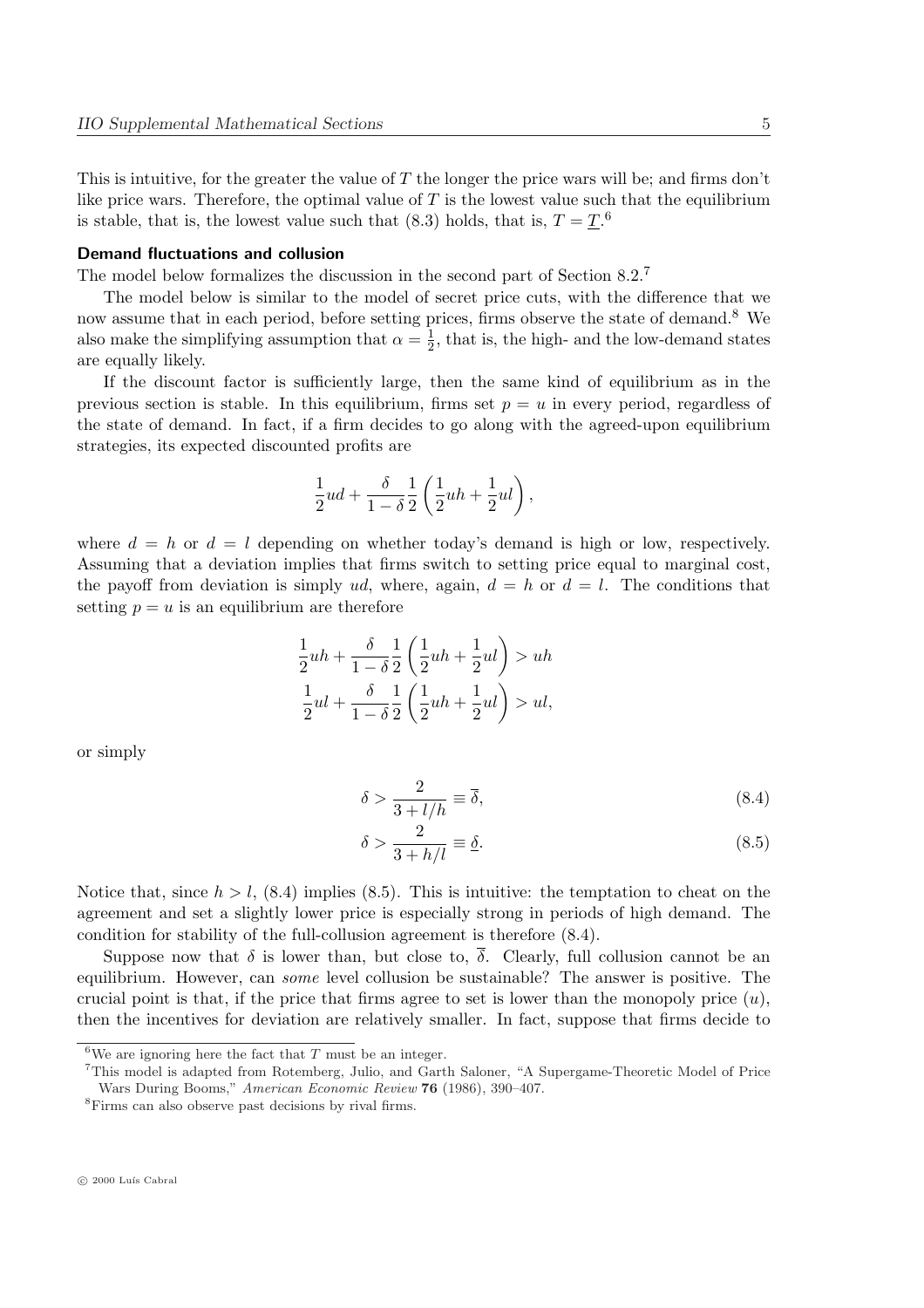This is intuitive, for the greater the value of $T$ the longer the price wars will be; and firms don't like price wars. Therefore, the optimal value of $T$ is the lowest value such that the equilibrium is stable, that is, the lowest value such that (8.3) holds, that is, $T = \underline{T}$.[6]

#### Demand fluctuations and collusion

The model below formalizes the discussion in the second part of Section 8.2.[7]

The model below is similar to the model of secret price cuts, with the difference that we now assume that in each period, before setting prices, firms observe the state of demand.[8] We also make the simplifying assumption that $\alpha = \frac{1}{2}$, that is, the high- and the low-demand states are equally likely.

If the discount factor is sufficiently large, then the same kind of equilibrium as in the previous section is stable. In this equilibrium, firms set $p = u$ in every period, regardless of the state of demand. In fact, if a firm decides to go along with the agreed-upon equilibrium strategies, its expected discounted profits are

$$\frac{1}{2}ud + \frac{\delta}{1-\delta}\frac{1}{2}\left(\frac{1}{2}uh + \frac{1}{2}ul\right),$$

where $d = h$ or $d = l$ depending on whether today's demand is high or low, respectively. Assuming that a deviation implies that firms switch to setting price equal to marginal cost, the payoff from deviation is simply $ud$, where, again, $d = h$ or $d = l$. The conditions that setting $p = u$ is an equilibrium are therefore

$$\frac{1}{2}uh + \frac{\delta}{1-\delta}\frac{1}{2}\left(\frac{1}{2}uh + \frac{1}{2}ul\right) > uh$$
$$\frac{1}{2}ul + \frac{\delta}{1-\delta}\frac{1}{2}\left(\frac{1}{2}uh + \frac{1}{2}ul\right) > ul,$$

or simply

$$\delta > \frac{2}{3 + l/h} \equiv \overline{\delta}, \tag{8.4}$$

$$\delta > \frac{2}{3 + h/l} \equiv \underline{\delta}. \tag{8.5}$$

Notice that, since $h > l$, (8.4) implies (8.5). This is intuitive: the temptation to cheat on the agreement and set a slightly lower price is especially strong in periods of high demand. The condition for stability of the full-collusion agreement is therefore (8.4).

Suppose now that $\delta$ is lower than, but close to, $\overline{\delta}$. Clearly, full collusion cannot be an equilibrium. However, can *some* level collusion be sustainable? The answer is positive. The crucial point is that, if the price that firms agree to set is lower than the monopoly price ($u$), then the incentives for deviation are relatively smaller. In fact, suppose that firms decide to

[6] We are ignoring here the fact that $T$ must be an integer.

[7] This model is adapted from Rotemberg, Julio, and Garth Saloner, "A Supergame-Theoretic Model of Price Wars During Booms," *American Economic Review* **76** (1986), 390–407.

[8] Firms can also observe past decisions by rival firms.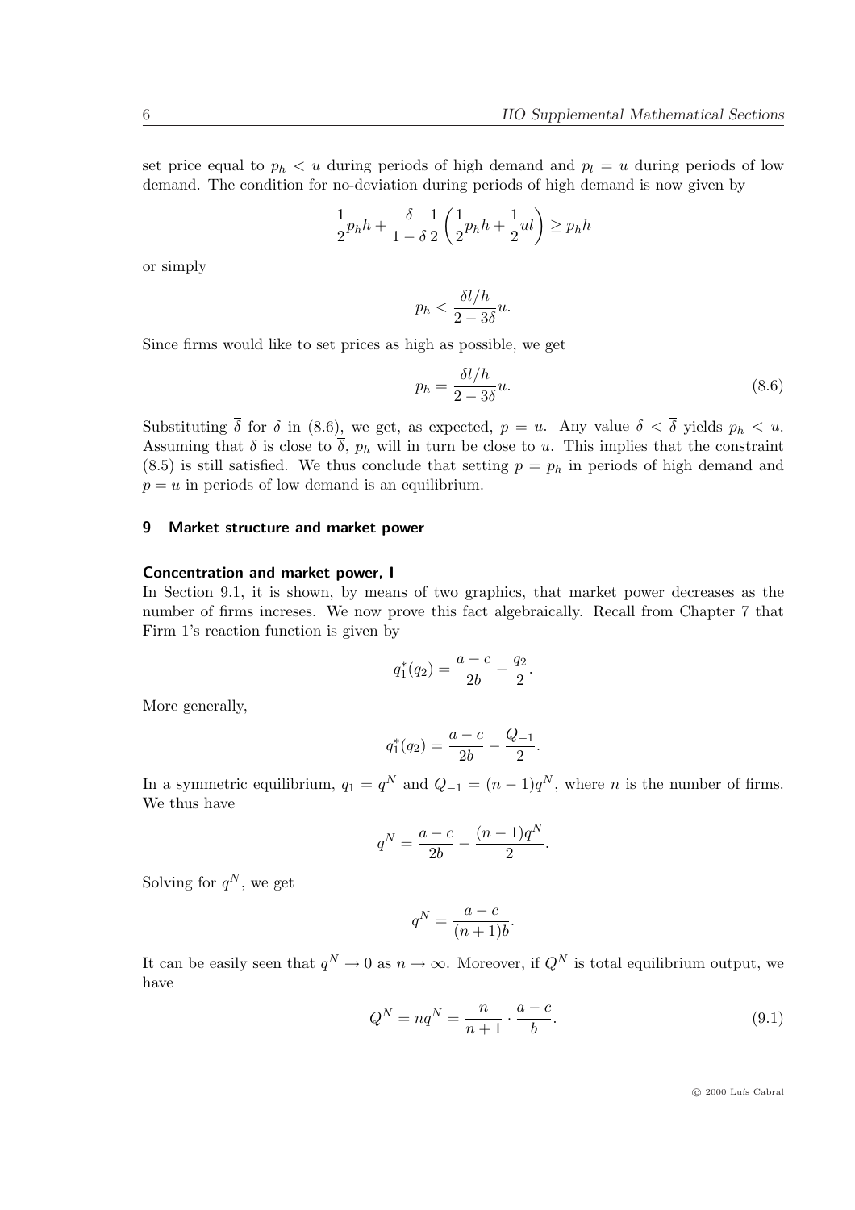set price equal to $p_h < u$ during periods of high demand and $p_l = u$ during periods of low demand. The condition for no-deviation during periods of high demand is now given by

$$\frac{1}{2} p_h h + \frac{\delta}{1-\delta} \frac{1}{2} \left( \frac{1}{2} p_h h + \frac{1}{2} u l \right) \geq p_h h$$

or simply

$$p_h < \frac{\delta l / h}{2 - 3\delta} u.$$

Since firms would like to set prices as high as possible, we get

$$p_h = \frac{\delta l / h}{2 - 3\delta} u. \tag{8.6}$$

Substituting $\overline{\delta}$ for $\delta$ in (8.6), we get, as expected, $p = u$. Any value $\delta < \overline{\delta}$ yields $p_h < u$. Assuming that $\delta$ is close to $\overline{\delta}$, $p_h$ will in turn be close to $u$. This implies that the constraint (8.5) is still satisfied. We thus conclude that setting $p = p_h$ in periods of high demand and $p = u$ in periods of low demand is an equilibrium.

## 9 Market structure and market power

### Concentration and market power, I

In Section 9.1, it is shown, by means of two graphics, that market power decreases as the number of firms increses. We now prove this fact algebraically. Recall from Chapter 7 that Firm 1's reaction function is given by

$$q_1^*(q_2) = \frac{a-c}{2b} - \frac{q_2}{2}.$$

More generally,

$$q_1^*(q_2) = \frac{a-c}{2b} - \frac{Q_{-1}}{2}.$$

In a symmetric equilibrium, $q_1 = q^N$ and $Q_{-1} = (n-1)q^N$, where $n$ is the number of firms. We thus have

$$q^N = \frac{a-c}{2b} - \frac{(n-1)q^N}{2}.$$

Solving for $q^N$, we get

$$q^N = \frac{a-c}{(n+1)b}.$$

It can be easily seen that $q^N \to 0$ as $n \to \infty$. Moreover, if $Q^N$ is total equilibrium output, we have

$$Q^N = n q^N = \frac{n}{n+1} \cdot \frac{a-c}{b}. \tag{9.1}$$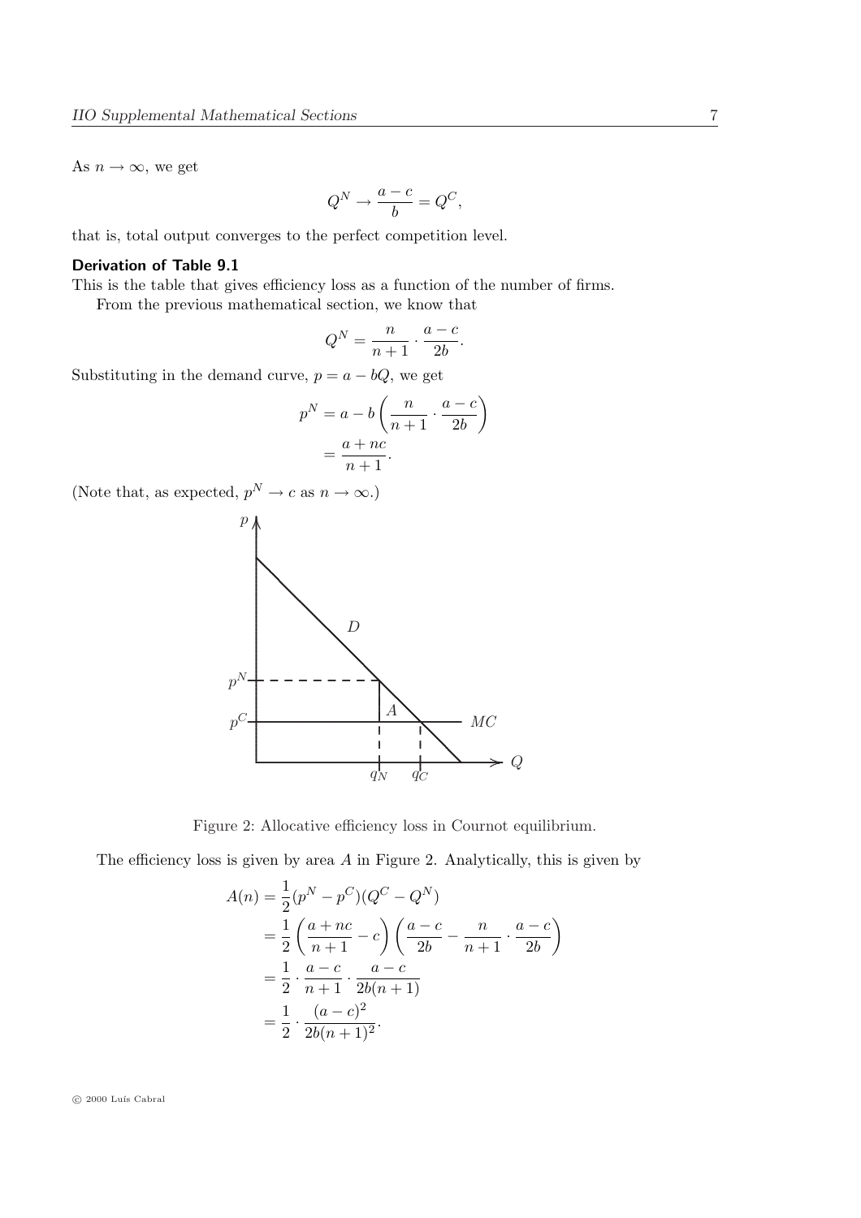As $n \to \infty$, we get

$$Q^N \to \frac{a-c}{b} = Q^C,$$

that is, total output converges to the perfect competition level.

**Derivation of Table 9.1**

This is the table that gives efficiency loss as a function of the number of firms.

From the previous mathematical section, we know that

$$Q^N = \frac{n}{n+1} \cdot \frac{a-c}{2b}.$$

Substituting in the demand curve, $p = a - bQ$, we get

$$\begin{aligned} p^N &= a - b\left(\frac{n}{n+1} \cdot \frac{a-c}{2b}\right) \\ &= \frac{a+nc}{n+1}. \end{aligned}$$

(Note that, as expected, $p^N \to c$ as $n \to \infty$.)

Figure 2: Allocative efficiency loss in Cournot equilibrium.

The efficiency loss is given by area $A$ in Figure 2. Analytically, this is given by

$$\begin{aligned} A(n) &= \frac{1}{2}(p^N - p^C)(Q^C - Q^N) \\ &= \frac{1}{2}\left(\frac{a+nc}{n+1} - c\right)\left(\frac{a-c}{2b} - \frac{n}{n+1} \cdot \frac{a-c}{2b}\right) \\ &= \frac{1}{2} \cdot \frac{a-c}{n+1} \cdot \frac{a-c}{2b(n+1)} \\ &= \frac{1}{2} \cdot \frac{(a-c)^2}{2b(n+1)^2}. \end{aligned}$$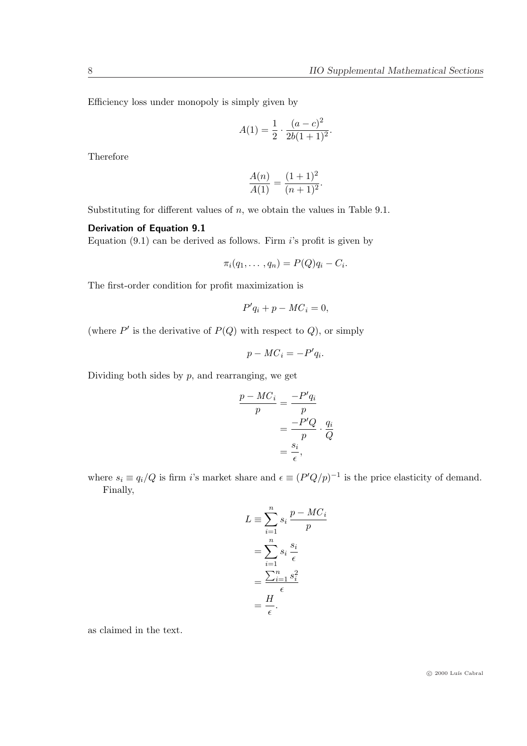Efficiency loss under monopoly is simply given by

$$A(1) = \frac{1}{2} \cdot \frac{(a-c)^2}{2b(1+1)^2}.$$

Therefore

$$\frac{A(n)}{A(1)} = \frac{(1+1)^2}{(n+1)^2}.$$

Substituting for different values of $n$, we obtain the values in Table 9.1.

### Derivation of Equation 9.1

Equation (9.1) can be derived as follows. Firm $i$'s profit is given by

$$\pi_i(q_1, \ldots, q_n) = P(Q)q_i - C_i.$$

The first-order condition for profit maximization is

$$P' q_i + p - MC_i = 0,$$

(where $P'$ is the derivative of $P(Q)$ with respect to $Q$), or simply

$$p - MC_i = -P' q_i.$$

Dividing both sides by $p$, and rearranging, we get

$$\begin{aligned}
\frac{p - MC_i}{p} &= \frac{-P' q_i}{p} \\
&= \frac{-P' Q}{p} \cdot \frac{q_i}{Q} \\
&= \frac{s_i}{\epsilon},
\end{aligned}$$

where $s_i \equiv q_i/Q$ is firm $i$'s market share and $\epsilon \equiv (P'Q/p)^{-1}$ is the price elasticity of demand.

Finally,

$$\begin{aligned}
L &\equiv \sum_{i=1}^{n} s_i \, \frac{p - MC_i}{p} \\
&= \sum_{i=1}^{n} s_i \, \frac{s_i}{\epsilon} \\
&= \frac{\sum_{i=1}^{n} s_i^2}{\epsilon} \\
&= \frac{H}{\epsilon}.
\end{aligned}$$

as claimed in the text.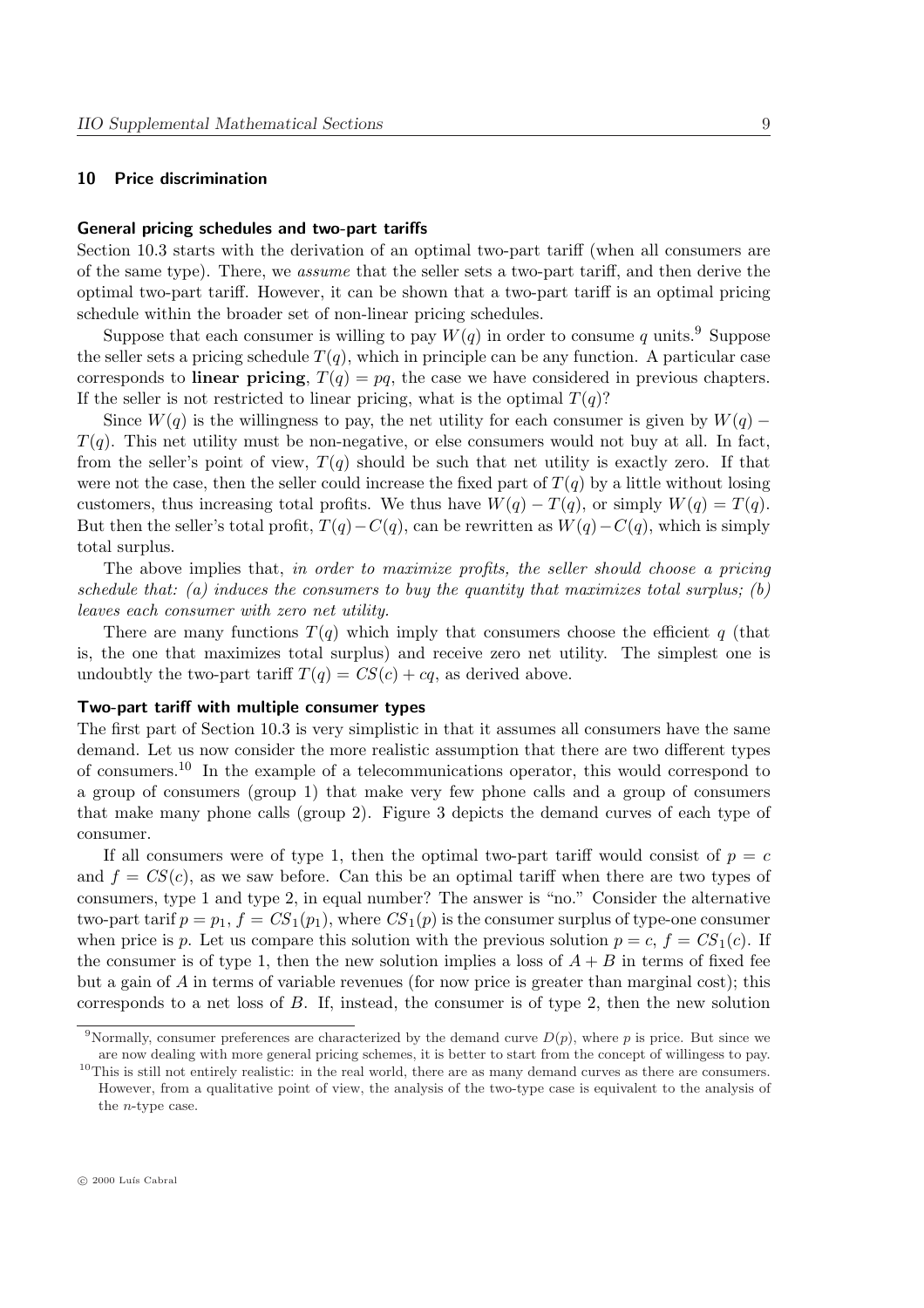## 10 Price discrimination

### General pricing schedules and two-part tariffs

Section 10.3 starts with the derivation of an optimal two-part tariff (when all consumers are of the same type). There, we *assume* that the seller sets a two-part tariff, and then derive the optimal two-part tariff. However, it can be shown that a two-part tariff is an optimal pricing schedule within the broader set of non-linear pricing schedules.

Suppose that each consumer is willing to pay $W(q)$ in order to consume $q$ units.[9] Suppose the seller sets a pricing schedule $T(q)$, which in principle can be any function. A particular case corresponds to **linear pricing**, $T(q) = pq$, the case we have considered in previous chapters. If the seller is not restricted to linear pricing, what is the optimal $T(q)$?

Since $W(q)$ is the willingness to pay, the net utility for each consumer is given by $W(q) - T(q)$. This net utility must be non-negative, or else consumers would not buy at all. In fact, from the seller's point of view, $T(q)$ should be such that net utility is exactly zero. If that were not the case, then the seller could increase the fixed part of $T(q)$ by a little without losing customers, thus increasing total profits. We thus have $W(q) - T(q)$, or simply $W(q) = T(q)$. But then the seller's total profit, $T(q) - C(q)$, can be rewritten as $W(q) - C(q)$, which is simply total surplus.

The above implies that, *in order to maximize profits, the seller should choose a pricing schedule that: (a) induces the consumers to buy the quantity that maximizes total surplus; (b) leaves each consumer with zero net utility.*

There are many functions $T(q)$ which imply that consumers choose the efficient $q$ (that is, the one that maximizes total surplus) and receive zero net utility. The simplest one is undoubtly the two-part tariff $T(q) = CS(c) + cq$, as derived above.

### Two-part tariff with multiple consumer types

The first part of Section 10.3 is very simplistic in that it assumes all consumers have the same demand. Let us now consider the more realistic assumption that there are two different types of consumers.[10] In the example of a telecommunications operator, this would correspond to a group of consumers (group 1) that make very few phone calls and a group of consumers that make many phone calls (group 2). Figure 3 depicts the demand curves of each type of consumer.

If all consumers were of type 1, then the optimal two-part tariff would consist of $p = c$ and $f = CS(c)$, as we saw before. Can this be an optimal tariff when there are two types of consumers, type 1 and type 2, in equal number? The answer is "no." Consider the alternative two-part tarif $p = p_1$, $f = CS_1(p_1)$, where $CS_1(p)$ is the consumer surplus of type-one consumer when price is $p$. Let us compare this solution with the previous solution $p = c$, $f = CS_1(c)$. If the consumer is of type 1, then the new solution implies a loss of $A + B$ in terms of fixed fee but a gain of $A$ in terms of variable revenues (for now price is greater than marginal cost); this corresponds to a net loss of $B$. If, instead, the consumer is of type 2, then the new solution

---

[9] Normally, consumer preferences are characterized by the demand curve $D(p)$, where $p$ is price. But since we are now dealing with more general pricing schemes, it is better to start from the concept of willingess to pay.

[10] This is still not entirely realistic: in the real world, there are as many demand curves as there are consumers. However, from a qualitative point of view, the analysis of the two-type case is equivalent to the analysis of the $n$-type case.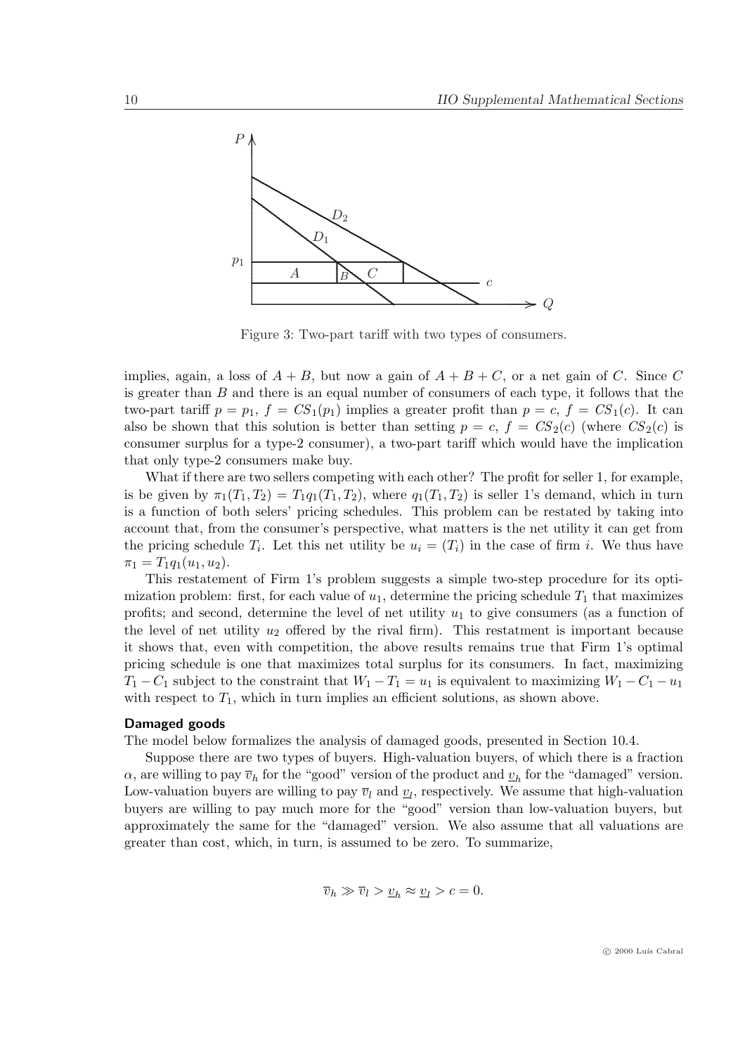Figure 3: Two-part tariff with two types of consumers.

implies, again, a loss of $A + B$, but now a gain of $A + B + C$, or a net gain of $C$. Since $C$ is greater than $B$ and there is an equal number of consumers of each type, it follows that the two-part tariff $p = p_1$, $f = CS_1(p_1)$ implies a greater profit than $p = c$, $f = CS_1(c)$. It can also be shown that this solution is better than setting $p = c$, $f = CS_2(c)$ (where $CS_2(c)$ is consumer surplus for a type-2 consumer), a two-part tariff which would have the implication that only type-2 consumers make buy.

What if there are two sellers competing with each other? The profit for seller 1, for example, is be given by $\pi_1(T_1, T_2) = T_1 q_1(T_1, T_2)$, where $q_1(T_1, T_2)$ is seller 1's demand, which in turn is a function of both selers' pricing schedules. This problem can be restated by taking into account that, from the consumer's perspective, what matters is the net utility it can get from the pricing schedule $T_i$. Let this net utility be $u_i = (T_i)$ in the case of firm $i$. We thus have $\pi_1 = T_1 q_1(u_1, u_2)$.

This restatement of Firm 1's problem suggests a simple two-step procedure for its optimization problem: first, for each value of $u_1$, determine the pricing schedule $T_1$ that maximizes profits; and second, determine the level of net utility $u_1$ to give consumers (as a function of the level of net utility $u_2$ offered by the rival firm). This restatment is important because it shows that, even with competition, the above results remains true that Firm 1's optimal pricing schedule is one that maximizes total surplus for its consumers. In fact, maximizing $T_1 - C_1$ subject to the constraint that $W_1 - T_1 = u_1$ is equivalent to maximizing $W_1 - C_1 - u_1$ with respect to $T_1$, which in turn implies an efficient solutions, as shown above.

**Damaged goods**

The model below formalizes the analysis of damaged goods, presented in Section 10.4.

Suppose there are two types of buyers. High-valuation buyers, of which there is a fraction $\alpha$, are willing to pay $\overline{v}_h$ for the "good" version of the product and $\underline{v}_h$ for the "damaged" version. Low-valuation buyers are willing to pay $\overline{v}_l$ and $\underline{v}_l$, respectively. We assume that high-valuation buyers are willing to pay much more for the "good" version than low-valuation buyers, but approximately the same for the "damaged" version. We also assume that all valuations are greater than cost, which, in turn, is assumed to be zero. To summarize,

$$\overline{v}_h \gg \overline{v}_l > \underline{v}_h \approx \underline{v}_l > c = 0.$$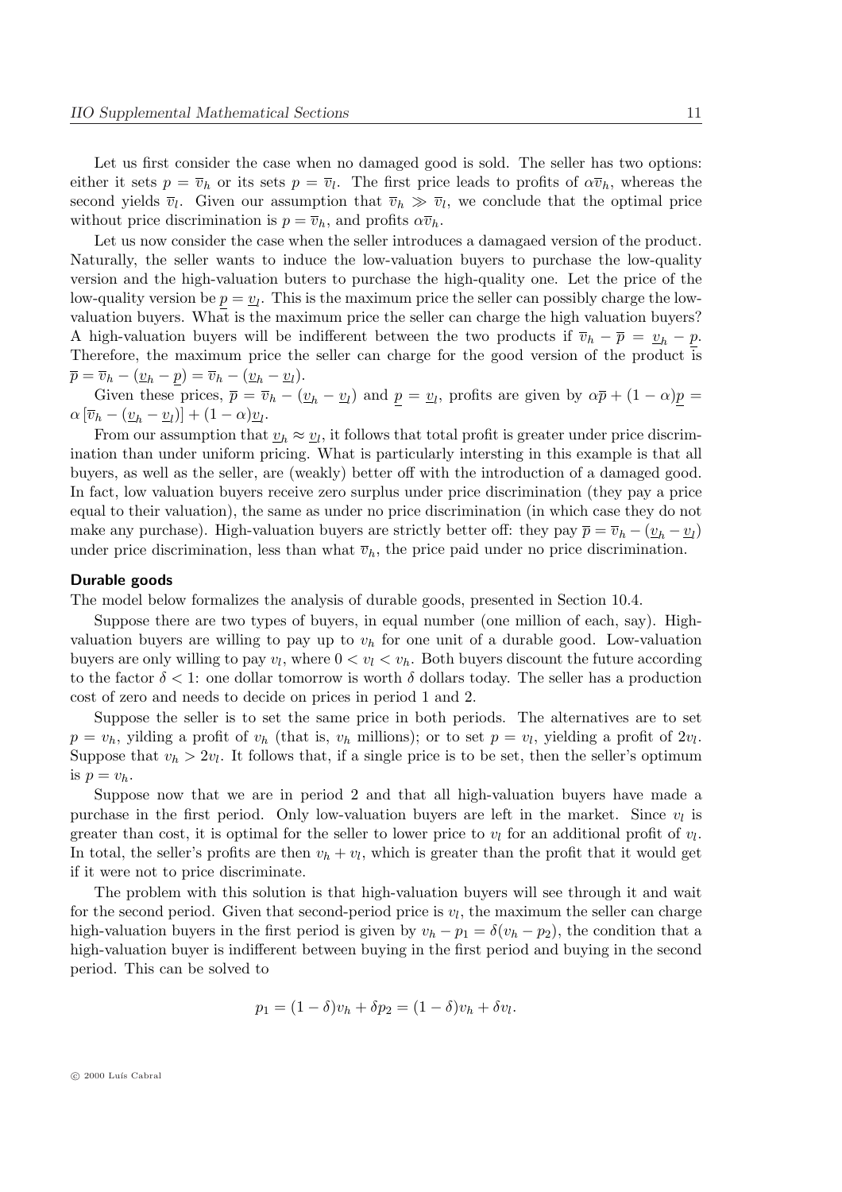Let us first consider the case when no damaged good is sold. The seller has two options: either it sets $p = \overline{v}_h$ or its sets $p = \overline{v}_l$. The first price leads to profits of $\alpha\overline{v}_h$, whereas the second yields $\overline{v}_l$. Given our assumption that $\overline{v}_h \gg \overline{v}_l$, we conclude that the optimal price without price discrimination is $p = \overline{v}_h$, and profits $\alpha\overline{v}_h$.

Let us now consider the case when the seller introduces a damagaed version of the product. Naturally, the seller wants to induce the low-valuation buyers to purchase the low-quality version and the high-valuation buters to purchase the high-quality one. Let the price of the low-quality version be $\underline{p} = \underline{v}_l$. This is the maximum price the seller can possibly charge the low-valuation buyers. What is the maximum price the seller can charge the high valuation buyers? A high-valuation buyers will be indifferent between the two products if $\overline{v}_h - \overline{p} = \underline{v}_h - \underline{p}$. Therefore, the maximum price the seller can charge for the good version of the product is $\overline{p} = \overline{v}_h - (\underline{v}_h - \underline{p}) = \overline{v}_h - (\underline{v}_h - \underline{v}_l)$.

Given these prices, $\overline{p} = \overline{v}_h - (\underline{v}_h - \underline{v}_l)$ and $\underline{p} = \underline{v}_l$, profits are given by $\alpha\overline{p} + (1-\alpha)\underline{p} = \alpha\left[\overline{v}_h - (\underline{v}_h - \underline{v}_l)\right] + (1-\alpha)\underline{v}_l$.

From our assumption that $\underline{v}_h \approx \underline{v}_l$, it follows that total profit is greater under price discrimination than under uniform pricing. What is particularly intersting in this example is that all buyers, as well as the seller, are (weakly) better off with the introduction of a damaged good. In fact, low valuation buyers receive zero surplus under price discrimination (they pay a price equal to their valuation), the same as under no price discrimination (in which case they do not make any purchase). High-valuation buyers are strictly better off: they pay $\overline{p} = \overline{v}_h - (\underline{v}_h - \underline{v}_l)$ under price discrimination, less than what $\overline{v}_h$, the price paid under no price discrimination.

## Durable goods

The model below formalizes the analysis of durable goods, presented in Section 10.4.

Suppose there are two types of buyers, in equal number (one million of each, say). High-valuation buyers are willing to pay up to $v_h$ for one unit of a durable good. Low-valuation buyers are only willing to pay $v_l$, where $0 < v_l < v_h$. Both buyers discount the future according to the factor $\delta < 1$: one dollar tomorrow is worth $\delta$ dollars today. The seller has a production cost of zero and needs to decide on prices in period 1 and 2.

Suppose the seller is to set the same price in both periods. The alternatives are to set $p = v_h$, yilding a profit of $v_h$ (that is, $v_h$ millions); or to set $p = v_l$, yielding a profit of $2v_l$. Suppose that $v_h > 2v_l$. It follows that, if a single price is to be set, then the seller's optimum is $p = v_h$.

Suppose now that we are in period 2 and that all high-valuation buyers have made a purchase in the first period. Only low-valuation buyers are left in the market. Since $v_l$ is greater than cost, it is optimal for the seller to lower price to $v_l$ for an additional profit of $v_l$. In total, the seller's profits are then $v_h + v_l$, which is greater than the profit that it would get if it were not to price discriminate.

The problem with this solution is that high-valuation buyers will see through it and wait for the second period. Given that second-period price is $v_l$, the maximum the seller can charge high-valuation buyers in the first period is given by $v_h - p_1 = \delta(v_h - p_2)$, the condition that a high-valuation buyer is indifferent between buying in the first period and buying in the second period. This can be solved to

$$p_1 = (1-\delta)v_h + \delta p_2 = (1-\delta)v_h + \delta v_l.$$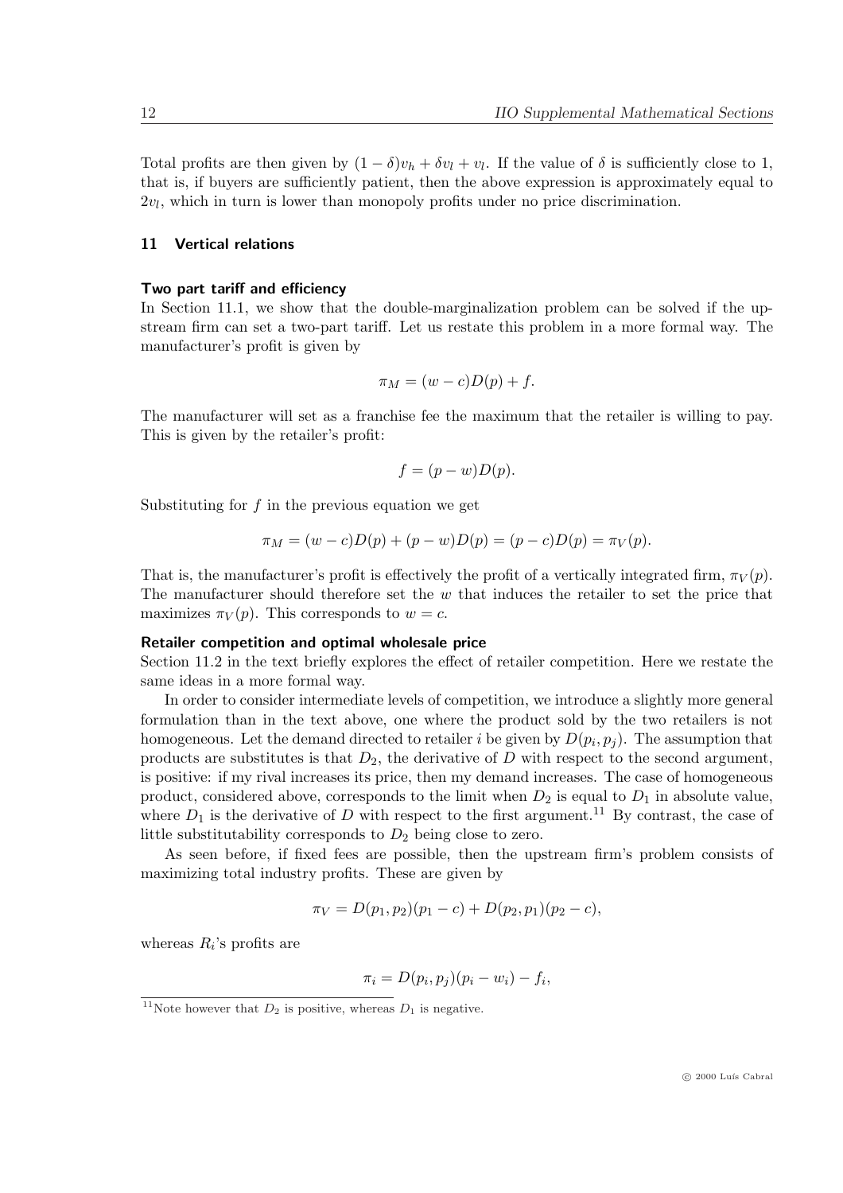Total profits are then given by $(1-\delta)v_h + \delta v_l + v_l$. If the value of $\delta$ is sufficiently close to 1, that is, if buyers are sufficiently patient, then the above expression is approximately equal to $2v_l$, which in turn is lower than monopoly profits under no price discrimination.

## 11 Vertical relations

### Two part tariff and efficiency

In Section 11.1, we show that the double-marginalization problem can be solved if the upstream firm can set a two-part tariff. Let us restate this problem in a more formal way. The manufacturer's profit is given by

$$\pi_M = (w-c)D(p) + f.$$

The manufacturer will set as a franchise fee the maximum that the retailer is willing to pay. This is given by the retailer's profit:

$$f = (p-w)D(p).$$

Substituting for $f$ in the previous equation we get

$$\pi_M = (w-c)D(p) + (p-w)D(p) = (p-c)D(p) = \pi_V(p).$$

That is, the manufacturer's profit is effectively the profit of a vertically integrated firm, $\pi_V(p)$. The manufacturer should therefore set the $w$ that induces the retailer to set the price that maximizes $\pi_V(p)$. This corresponds to $w = c$.

### Retailer competition and optimal wholesale price

Section 11.2 in the text briefly explores the effect of retailer competition. Here we restate the same ideas in a more formal way.

In order to consider intermediate levels of competition, we introduce a slightly more general formulation than in the text above, one where the product sold by the two retailers is not homogeneous. Let the demand directed to retailer $i$ be given by $D(p_i, p_j)$. The assumption that products are substitutes is that $D_2$, the derivative of $D$ with respect to the second argument, is positive: if my rival increases its price, then my demand increases. The case of homogeneous product, considered above, corresponds to the limit when $D_2$ is equal to $D_1$ in absolute value, where $D_1$ is the derivative of $D$ with respect to the first argument.[11] By contrast, the case of little substitutability corresponds to $D_2$ being close to zero.

As seen before, if fixed fees are possible, then the upstream firm's problem consists of maximizing total industry profits. These are given by

$$\pi_V = D(p_1, p_2)(p_1 - c) + D(p_2, p_1)(p_2 - c),$$

whereas $R_i$'s profits are

$$\pi_i = D(p_i, p_j)(p_i - w_i) - f_i,$$

[11] Note however that $D_2$ is positive, whereas $D_1$ is negative.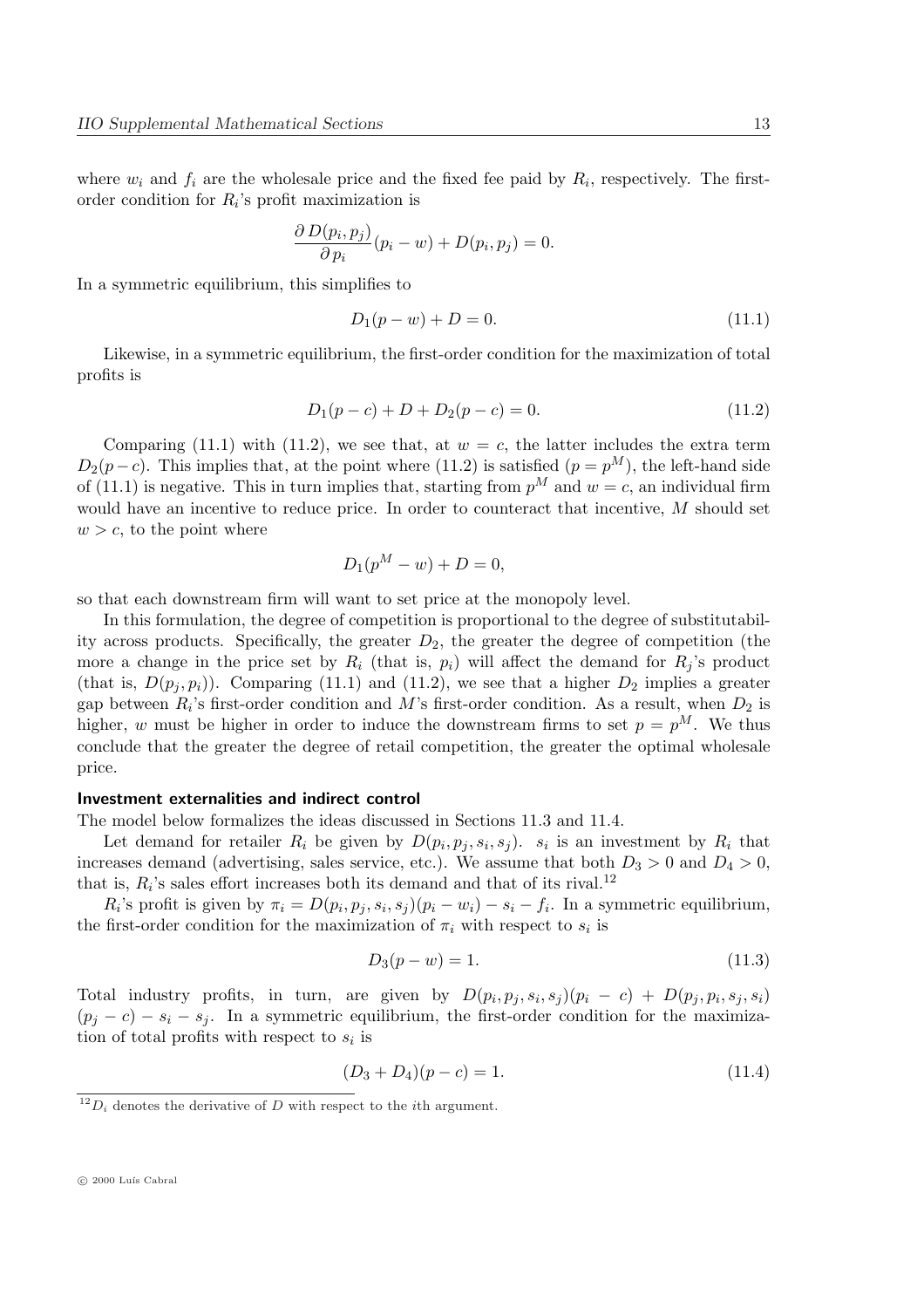where $w_i$ and $f_i$ are the wholesale price and the fixed fee paid by $R_i$, respectively. The first-order condition for $R_i$'s profit maximization is

$$\frac{\partial D(p_i, p_j)}{\partial p_i}(p_i - w) + D(p_i, p_j) = 0.$$

In a symmetric equilibrium, this simplifies to

$$D_1(p - w) + D = 0. \tag{11.1}$$

Likewise, in a symmetric equilibrium, the first-order condition for the maximization of total profits is

$$D_1(p - c) + D + D_2(p - c) = 0. \tag{11.2}$$

Comparing (11.1) with (11.2), we see that, at $w = c$, the latter includes the extra term $D_2(p - c)$. This implies that, at the point where (11.2) is satisfied ($p = p^M$), the left-hand side of (11.1) is negative. This in turn implies that, starting from $p^M$ and $w = c$, an individual firm would have an incentive to reduce price. In order to counteract that incentive, $M$ should set $w > c$, to the point where

$$D_1(p^M - w) + D = 0,$$

so that each downstream firm will want to set price at the monopoly level.

In this formulation, the degree of competition is proportional to the degree of substitutability across products. Specifically, the greater $D_2$, the greater the degree of competition (the more a change in the price set by $R_i$ (that is, $p_i$) will affect the demand for $R_j$'s product (that is, $D(p_j, p_i)$). Comparing (11.1) and (11.2), we see that a higher $D_2$ implies a greater gap between $R_i$'s first-order condition and $M$'s first-order condition. As a result, when $D_2$ is higher, $w$ must be higher in order to induce the downstream firms to set $p = p^M$. We thus conclude that the greater the degree of retail competition, the greater the optimal wholesale price.

**Investment externalities and indirect control**

The model below formalizes the ideas discussed in Sections 11.3 and 11.4.

Let demand for retailer $R_i$ be given by $D(p_i, p_j, s_i, s_j)$. $s_i$ is an investment by $R_i$ that increases demand (advertising, sales service, etc.). We assume that both $D_3 > 0$ and $D_4 > 0$, that is, $R_i$'s sales effort increases both its demand and that of its rival.[12]

$R_i$'s profit is given by $\pi_i = D(p_i, p_j, s_i, s_j)(p_i - w_i) - s_i - f_i$. In a symmetric equilibrium, the first-order condition for the maximization of $\pi_i$ with respect to $s_i$ is

$$D_3(p - w) = 1. \tag{11.3}$$

Total industry profits, in turn, are given by $D(p_i, p_j, s_i, s_j)(p_i - c) + D(p_j, p_i, s_j, s_i)(p_j - c) - s_i - s_j$. In a symmetric equilibrium, the first-order condition for the maximization of total profits with respect to $s_i$ is

$$(D_3 + D_4)(p - c) = 1. \tag{11.4}$$

[12] $D_i$ denotes the derivative of $D$ with respect to the $i$th argument.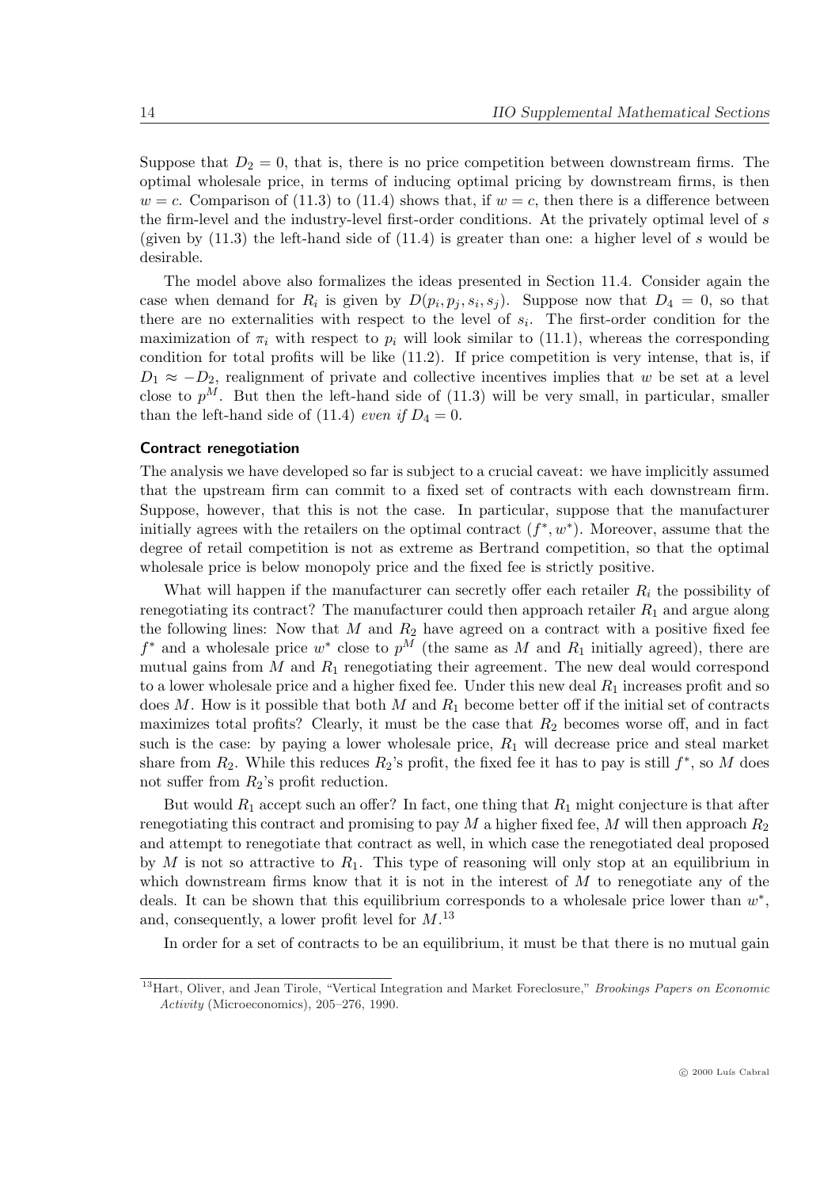Suppose that $D_2 = 0$, that is, there is no price competition between downstream firms. The optimal wholesale price, in terms of inducing optimal pricing by downstream firms, is then $w = c$. Comparison of (11.3) to (11.4) shows that, if $w = c$, then there is a difference between the firm-level and the industry-level first-order conditions. At the privately optimal level of $s$ (given by (11.3) the left-hand side of (11.4) is greater than one: a higher level of $s$ would be desirable.

The model above also formalizes the ideas presented in Section 11.4. Consider again the case when demand for $R_i$ is given by $D(p_i, p_j, s_i, s_j)$. Suppose now that $D_4 = 0$, so that there are no externalities with respect to the level of $s_i$. The first-order condition for the maximization of $\pi_i$ with respect to $p_i$ will look similar to (11.1), whereas the corresponding condition for total profits will be like (11.2). If price competition is very intense, that is, if $D_1 \approx -D_2$, realignment of private and collective incentives implies that $w$ be set at a level close to $p^M$. But then the left-hand side of (11.3) will be very small, in particular, smaller than the left-hand side of (11.4) *even if* $D_4 = 0$.

### Contract renegotiation

The analysis we have developed so far is subject to a crucial caveat: we have implicitly assumed that the upstream firm can commit to a fixed set of contracts with each downstream firm. Suppose, however, that this is not the case. In particular, suppose that the manufacturer initially agrees with the retailers on the optimal contract $(f^*, w^*)$. Moreover, assume that the degree of retail competition is not as extreme as Bertrand competition, so that the optimal wholesale price is below monopoly price and the fixed fee is strictly positive.

What will happen if the manufacturer can secretly offer each retailer $R_i$ the possibility of renegotiating its contract? The manufacturer could then approach retailer $R_1$ and argue along the following lines: Now that $M$ and $R_2$ have agreed on a contract with a positive fixed fee $f^*$ and a wholesale price $w^*$ close to $p^M$ (the same as $M$ and $R_1$ initially agreed), there are mutual gains from $M$ and $R_1$ renegotiating their agreement. The new deal would correspond to a lower wholesale price and a higher fixed fee. Under this new deal $R_1$ increases profit and so does $M$. How is it possible that both $M$ and $R_1$ become better off if the initial set of contracts maximizes total profits? Clearly, it must be the case that $R_2$ becomes worse off, and in fact such is the case: by paying a lower wholesale price, $R_1$ will decrease price and steal market share from $R_2$. While this reduces $R_2$'s profit, the fixed fee it has to pay is still $f^*$, so $M$ does not suffer from $R_2$'s profit reduction.

But would $R_1$ accept such an offer? In fact, one thing that $R_1$ might conjecture is that after renegotiating this contract and promising to pay $M$ a higher fixed fee, $M$ will then approach $R_2$ and attempt to renegotiate that contract as well, in which case the renegotiated deal proposed by $M$ is not so attractive to $R_1$. This type of reasoning will only stop at an equilibrium in which downstream firms know that it is not in the interest of $M$ to renegotiate any of the deals. It can be shown that this equilibrium corresponds to a wholesale price lower than $w^*$, and, consequently, a lower profit level for $M$.[13]

In order for a set of contracts to be an equilibrium, it must be that there is no mutual gain

[13] Hart, Oliver, and Jean Tirole, "Vertical Integration and Market Foreclosure," *Brookings Papers on Economic Activity* (Microeconomics), 205–276, 1990.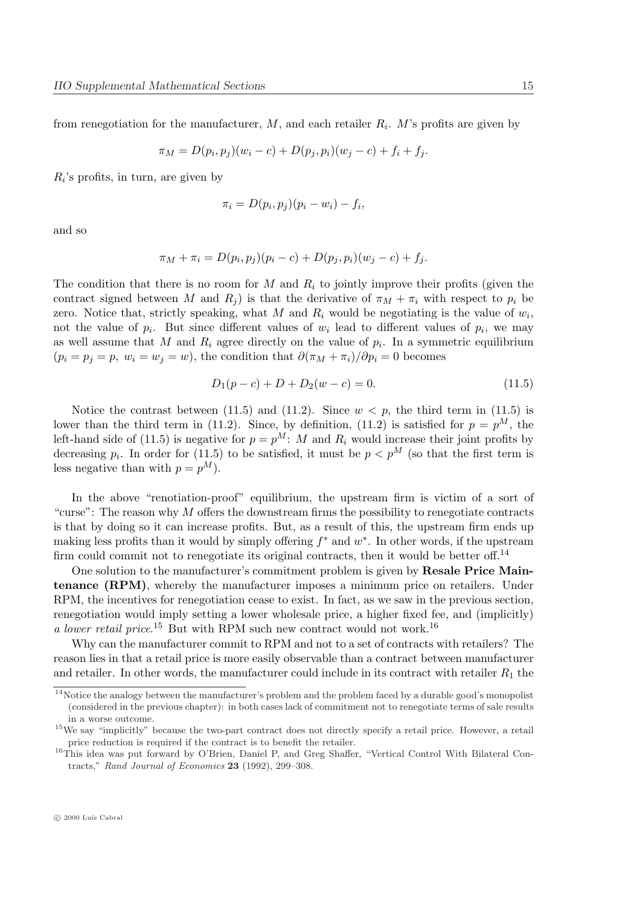from renegotiation for the manufacturer, $M$, and each retailer $R_i$. $M$'s profits are given by

$$\pi_M = D(p_i, p_j)(w_i - c) + D(p_j, p_i)(w_j - c) + f_i + f_j.$$

$R_i$'s profits, in turn, are given by

$$\pi_i = D(p_i, p_j)(p_i - w_i) - f_i,$$

and so

$$\pi_M + \pi_i = D(p_i, p_j)(p_i - c) + D(p_j, p_i)(w_j - c) + f_j.$$

The condition that there is no room for $M$ and $R_i$ to jointly improve their profits (given the contract signed between $M$ and $R_j$) is that the derivative of $\pi_M + \pi_i$ with respect to $p_i$ be zero. Notice that, strictly speaking, what $M$ and $R_i$ would be negotiating is the value of $w_i$, not the value of $p_i$. But since different values of $w_i$ lead to different values of $p_i$, we may as well assume that $M$ and $R_i$ agree directly on the value of $p_i$. In a symmetric equilibrium ($p_i = p_j = p$, $w_i = w_j = w$), the condition that $\partial(\pi_M + \pi_i)/\partial p_i = 0$ becomes

$$D_1(p - c) + D + D_2(w - c) = 0. \tag{11.5}$$

Notice the contrast between (11.5) and (11.2). Since $w < p$, the third term in (11.5) is lower than the third term in (11.2). Since, by definition, (11.2) is satisfied for $p = p^M$, the left-hand side of (11.5) is negative for $p = p^M$: $M$ and $R_i$ would increase their joint profits by decreasing $p_i$. In order for (11.5) to be satisfied, it must be $p < p^M$ (so that the first term is less negative than with $p = p^M$).

In the above "renotiation-proof" equilibrium, the upstream firm is victim of a sort of "curse": The reason why $M$ offers the downstream firms the possibility to renegotiate contracts is that by doing so it can increase profits. But, as a result of this, the upstream firm ends up making less profits than it would by simply offering $f^*$ and $w^*$. In other words, if the upstream firm could commit not to renegotiate its original contracts, then it would be better off.[14]

One solution to the manufacturer's commitment problem is given by **Resale Price Maintenance (RPM)**, whereby the manufacturer imposes a minimum price on retailers. Under RPM, the incentives for renegotiation cease to exist. In fact, as we saw in the previous section, renegotiation would imply setting a lower wholesale price, a higher fixed fee, and (implicitly) *a lower retail price*.[15] But with RPM such new contract would not work.[16]

Why can the manufacturer commit to RPM and not to a set of contracts with retailers? The reason lies in that a retail price is more easily observable than a contract between manufacturer and retailer. In other words, the manufacturer could include in its contract with retailer $R_1$ the

[14] Notice the analogy between the manufacturer's problem and the problem faced by a durable good's monopolist (considered in the previous chapter): in both cases lack of commitment not to renegotiate terms of sale results in a worse outcome.

[15] We say "implicitly" because the two-part contract does not directly specify a retail price. However, a retail price reduction is required if the contract is to benefit the retailer.

[16] This idea was put forward by O'Brien, Daniel P, and Greg Shaffer, "Vertical Control With Bilateral Contracts," *Rand Journal of Economics* **23** (1992), 299–308.

© 2000 Luís Cabral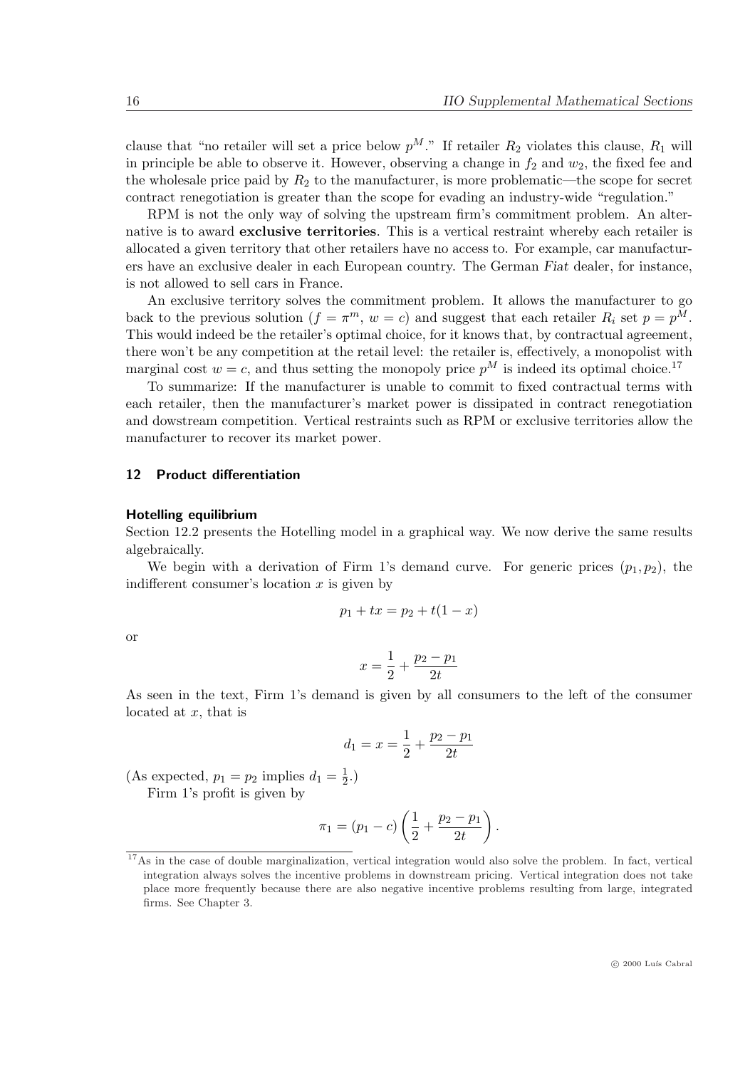clause that "no retailer will set a price below $p^M$." If retailer $R_2$ violates this clause, $R_1$ will in principle be able to observe it. However, observing a change in $f_2$ and $w_2$, the fixed fee and the wholesale price paid by $R_2$ to the manufacturer, is more problematic—the scope for secret contract renegotiation is greater than the scope for evading an industry-wide "regulation."

RPM is not the only way of solving the upstream firm's commitment problem. An alternative is to award **exclusive territories**. This is a vertical restraint whereby each retailer is allocated a given territory that other retailers have no access to. For example, car manufacturers have an exclusive dealer in each European country. The German *Fiat* dealer, for instance, is not allowed to sell cars in France.

An exclusive territory solves the commitment problem. It allows the manufacturer to go back to the previous solution ($f = \pi^m$, $w = c$) and suggest that each retailer $R_i$ set $p = p^M$. This would indeed be the retailer's optimal choice, for it knows that, by contractual agreement, there won't be any competition at the retail level: the retailer is, effectively, a monopolist with marginal cost $w = c$, and thus setting the monopoly price $p^M$ is indeed its optimal choice.[17]

To summarize: If the manufacturer is unable to commit to fixed contractual terms with each retailer, then the manufacturer's market power is dissipated in contract renegotiation and dowstream competition. Vertical restraints such as RPM or exclusive territories allow the manufacturer to recover its market power.

## 12 Product differentiation

### Hotelling equilibrium

Section 12.2 presents the Hotelling model in a graphical way. We now derive the same results algebraically.

We begin with a derivation of Firm 1's demand curve. For generic prices $(p_1, p_2)$, the indifferent consumer's location $x$ is given by

$$p_1 + tx = p_2 + t(1 - x)$$

or

$$x = \frac{1}{2} + \frac{p_2 - p_1}{2t}$$

As seen in the text, Firm 1's demand is given by all consumers to the left of the consumer located at $x$, that is

$$d_1 = x = \frac{1}{2} + \frac{p_2 - p_1}{2t}$$

(As expected, $p_1 = p_2$ implies $d_1 = \frac{1}{2}$.)

Firm 1's profit is given by

$$\pi_1 = (p_1 - c)\left(\frac{1}{2} + \frac{p_2 - p_1}{2t}\right).$$

[17] As in the case of double marginalization, vertical integration would also solve the problem. In fact, vertical integration always solves the incentive problems in downstream pricing. Vertical integration does not take place more frequently because there are also negative incentive problems resulting from large, integrated firms. See Chapter 3.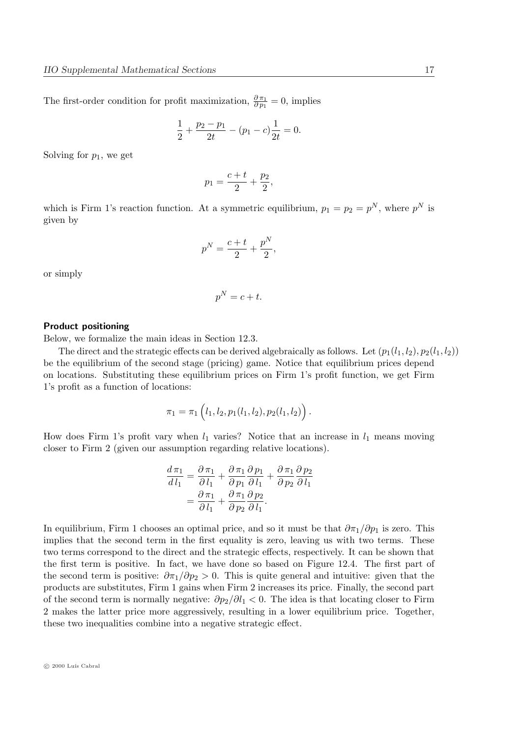The first-order condition for profit maximization, $\frac{\partial \pi_1}{\partial p_1} = 0$, implies

$$\frac{1}{2} + \frac{p_2 - p_1}{2t} - (p_1 - c)\frac{1}{2t} = 0.$$

Solving for $p_1$, we get

$$p_1 = \frac{c+t}{2} + \frac{p_2}{2},$$

which is Firm 1's reaction function. At a symmetric equilibrium, $p_1 = p_2 = p^N$, where $p^N$ is given by

$$p^N = \frac{c+t}{2} + \frac{p^N}{2},$$

or simply

$$p^N = c + t.$$

**Product positioning**

Below, we formalize the main ideas in Section 12.3.

The direct and the strategic effects can be derived algebraically as follows. Let $(p_1(l_1, l_2), p_2(l_1, l_2))$ be the equilibrium of the second stage (pricing) game. Notice that equilibrium prices depend on locations. Substituting these equilibrium prices on Firm 1's profit function, we get Firm 1's profit as a function of locations:

$$\pi_1 = \pi_1\left(l_1, l_2, p_1(l_1, l_2), p_2(l_1, l_2)\right).$$

How does Firm 1's profit vary when $l_1$ varies? Notice that an increase in $l_1$ means moving closer to Firm 2 (given our assumption regarding relative locations).

$$\begin{aligned}
\frac{d\,\pi_1}{d\,l_1} &= \frac{\partial\,\pi_1}{\partial\,l_1} + \frac{\partial\,\pi_1}{\partial\,p_1}\frac{\partial\,p_1}{\partial\,l_1} + \frac{\partial\,\pi_1}{\partial\,p_2}\frac{\partial\,p_2}{\partial\,l_1} \\
&= \frac{\partial\,\pi_1}{\partial\,l_1} + \frac{\partial\,\pi_1}{\partial\,p_2}\frac{\partial\,p_2}{\partial\,l_1}.
\end{aligned}$$

In equilibrium, Firm 1 chooses an optimal price, and so it must be that $\partial\pi_1/\partial p_1$ is zero. This implies that the second term in the first equality is zero, leaving us with two terms. These two terms correspond to the direct and the strategic effects, respectively. It can be shown that the first term is positive. In fact, we have done so based on Figure 12.4. The first part of the second term is positive: $\partial\pi_1/\partial p_2 > 0$. This is quite general and intuitive: given that the products are substitutes, Firm 1 gains when Firm 2 increases its price. Finally, the second part of the second term is normally negative: $\partial p_2/\partial l_1 < 0$. The idea is that locating closer to Firm 2 makes the latter price more aggressively, resulting in a lower equilibrium price. Together, these two inequalities combine into a negative strategic effect.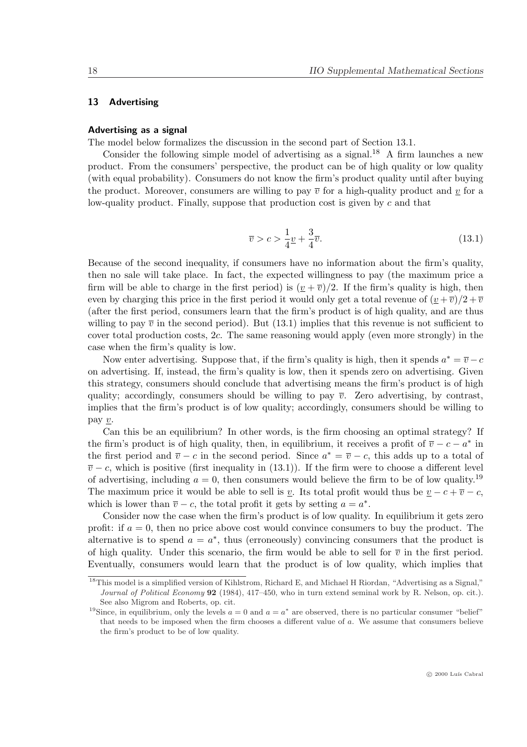## 13 Advertising

### Advertising as a signal

The model below formalizes the discussion in the second part of Section 13.1.

Consider the following simple model of advertising as a signal.[18] A firm launches a new product. From the consumers' perspective, the product can be of high quality or low quality (with equal probability). Consumers do not know the firm's product quality until after buying the product. Moreover, consumers are willing to pay $\overline{v}$ for a high-quality product and $\underline{v}$ for a low-quality product. Finally, suppose that production cost is given by $c$ and that

$$\overline{v} > c > \frac{1}{4}\underline{v} + \frac{3}{4}\overline{v}. \tag{13.1}$$

Because of the second inequality, if consumers have no information about the firm's quality, then no sale will take place. In fact, the expected willingness to pay (the maximum price a firm will be able to charge in the first period) is $(\underline{v} + \overline{v})/2$. If the firm's quality is high, then even by charging this price in the first period it would only get a total revenue of $(\underline{v} + \overline{v})/2 + \overline{v}$ (after the first period, consumers learn that the firm's product is of high quality, and are thus willing to pay $\overline{v}$ in the second period). But (13.1) implies that this revenue is not sufficient to cover total production costs, $2c$. The same reasoning would apply (even more strongly) in the case when the firm's quality is low.

Now enter advertising. Suppose that, if the firm's quality is high, then it spends $a^* = \overline{v} - c$ on advertising. If, instead, the firm's quality is low, then it spends zero on advertising. Given this strategy, consumers should conclude that advertising means the firm's product is of high quality; accordingly, consumers should be willing to pay $\overline{v}$. Zero advertising, by contrast, implies that the firm's product is of low quality; accordingly, consumers should be willing to pay $\underline{v}$.

Can this be an equilibrium? In other words, is the firm choosing an optimal strategy? If the firm's product is of high quality, then, in equilibrium, it receives a profit of $\overline{v} - c - a^*$ in the first period and $\overline{v} - c$ in the second period. Since $a^* = \overline{v} - c$, this adds up to a total of $\overline{v} - c$, which is positive (first inequality in (13.1)). If the firm were to choose a different level of advertising, including $a = 0$, then consumers would believe the firm to be of low quality.[19] The maximum price it would be able to sell is $\underline{v}$. Its total profit would thus be $\underline{v} - c + \overline{v} - c$, which is lower than $\overline{v} - c$, the total profit it gets by setting $a = a^*$.

Consider now the case when the firm's product is of low quality. In equilibrium it gets zero profit: if $a = 0$, then no price above cost would convince consumers to buy the product. The alternative is to spend $a = a^*$, thus (erroneously) convincing consumers that the product is of high quality. Under this scenario, the firm would be able to sell for $\overline{v}$ in the first period. Eventually, consumers would learn that the product is of low quality, which implies that

---

[18] This model is a simplified version of Kihlstrom, Richard E, and Michael H Riordan, "Advertising as a Signal," *Journal of Political Economy* **92** (1984), 417–450, who in turn extend seminal work by R. Nelson, op. cit.). See also Migrom and Roberts, op. cit.

[19] Since, in equilibrium, only the levels $a = 0$ and $a = a^*$ are observed, there is no particular consumer "belief" that needs to be imposed when the firm chooses a different value of $a$. We assume that consumers believe the firm's product to be of low quality.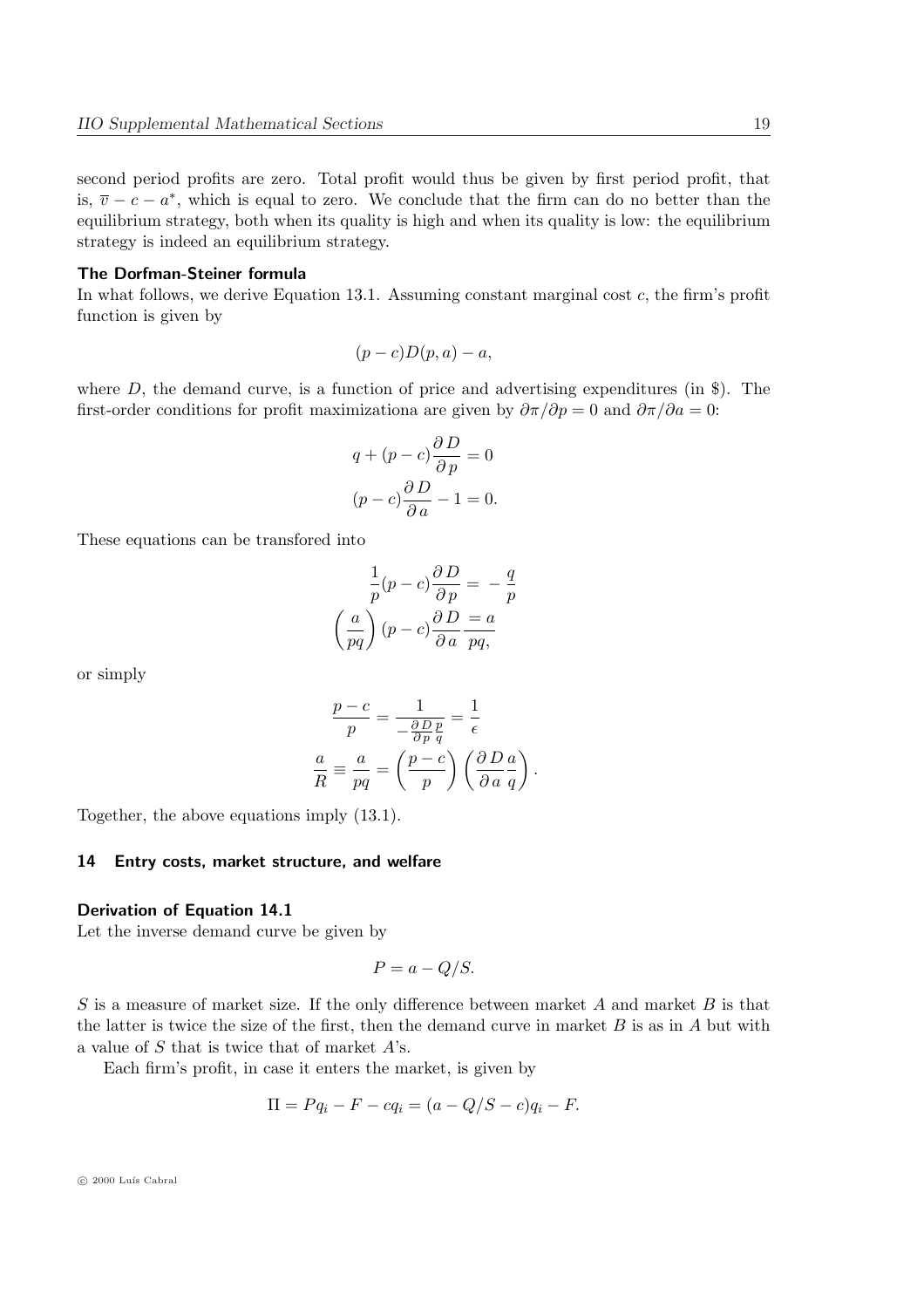second period profits are zero. Total profit would thus be given by first period profit, that is, $\overline{v} - c - a^*$, which is equal to zero. We conclude that the firm can do no better than the equilibrium strategy, both when its quality is high and when its quality is low: the equilibrium strategy is indeed an equilibrium strategy.

**The Dorfman-Steiner formula**

In what follows, we derive Equation 13.1. Assuming constant marginal cost $c$, the firm's profit function is given by

$$(p - c)D(p, a) - a,$$

where $D$, the demand curve, is a function of price and advertising expenditures (in \$). The first-order conditions for profit maximizationa are given by $\partial \pi / \partial p = 0$ and $\partial \pi / \partial a = 0$:

$$q + (p - c)\frac{\partial D}{\partial p} = 0$$

$$(p - c)\frac{\partial D}{\partial a} - 1 = 0.$$

These equations can be transfored into

$$\frac{1}{p}(p - c)\frac{\partial D}{\partial p} = -\frac{q}{p}$$

$$\left(\frac{a}{pq}\right)(p - c)\frac{\partial D}{\partial a} = \frac{a}{pq},$$

or simply

$$\frac{p - c}{p} = \frac{1}{-\frac{\partial D}{\partial p}\frac{p}{q}} = \frac{1}{\epsilon}$$

$$\frac{a}{R} \equiv \frac{a}{pq} = \left(\frac{p - c}{p}\right)\left(\frac{\partial D}{\partial a}\frac{a}{q}\right).$$

Together, the above equations imply (13.1).

## 14 Entry costs, market structure, and welfare

**Derivation of Equation 14.1**

Let the inverse demand curve be given by

$$P = a - Q/S.$$

$S$ is a measure of market size. If the only difference between market $A$ and market $B$ is that the latter is twice the size of the first, then the demand curve in market $B$ is as in $A$ but with a value of $S$ that is twice that of market $A$'s.

Each firm's profit, in case it enters the market, is given by

$$\Pi = P q_i - F - c q_i = (a - Q/S - c) q_i - F.$$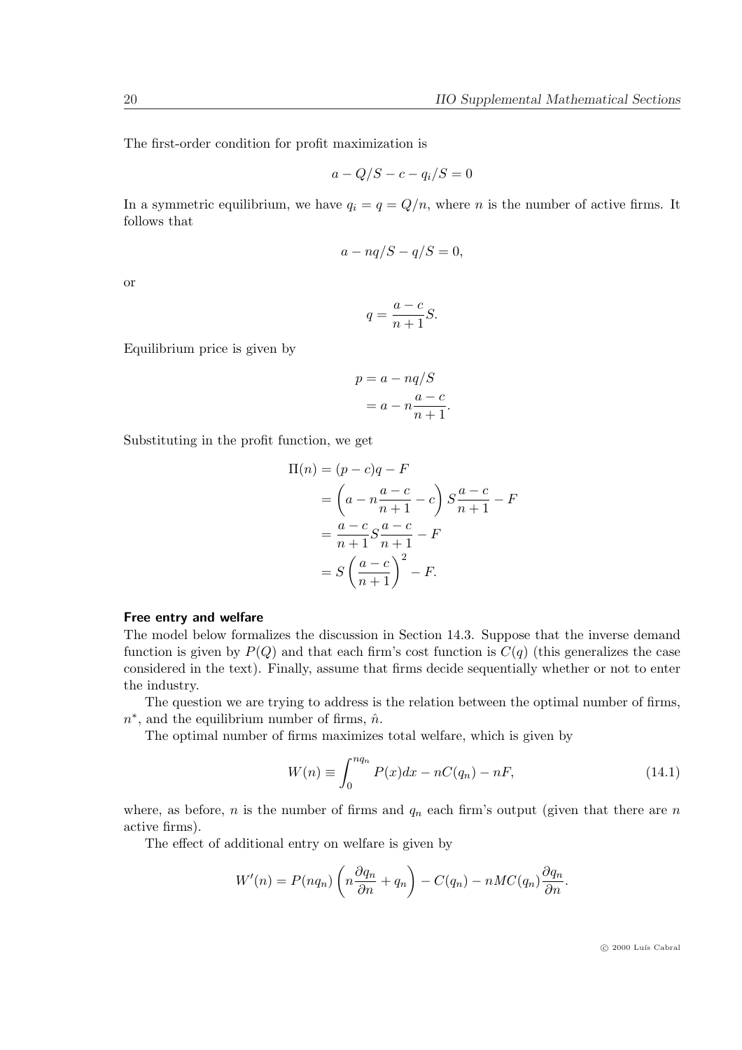The first-order condition for profit maximization is

$$a - Q/S - c - q_i/S = 0$$

In a symmetric equilibrium, we have $q_i = q = Q/n$, where $n$ is the number of active firms. It follows that

$$a - nq/S - q/S = 0,$$

or

$$q = \frac{a-c}{n+1} S.$$

Equilibrium price is given by

$$\begin{aligned} p &= a - nq/S \\ &= a - n\frac{a-c}{n+1}. \end{aligned}$$

Substituting in the profit function, we get

$$\begin{aligned} \Pi(n) &= (p-c)q - F \\ &= \left(a - n\frac{a-c}{n+1} - c\right) S \frac{a-c}{n+1} - F \\ &= \frac{a-c}{n+1} S \frac{a-c}{n+1} - F \\ &= S\left(\frac{a-c}{n+1}\right)^2 - F. \end{aligned}$$

**Free entry and welfare**

The model below formalizes the discussion in Section 14.3. Suppose that the inverse demand function is given by $P(Q)$ and that each firm's cost function is $C(q)$ (this generalizes the case considered in the text). Finally, assume that firms decide sequentially whether or not to enter the industry.

The question we are trying to address is the relation between the optimal number of firms, $n^*$, and the equilibrium number of firms, $\hat{n}$.

The optimal number of firms maximizes total welfare, which is given by

$$W(n) \equiv \int_0^{nq_n} P(x)dx - nC(q_n) - nF, \tag{14.1}$$

where, as before, $n$ is the number of firms and $q_n$ each firm's output (given that there are $n$ active firms).

The effect of additional entry on welfare is given by

$$W'(n) = P(nq_n)\left(n\frac{\partial q_n}{\partial n} + q_n\right) - C(q_n) - nMC(q_n)\frac{\partial q_n}{\partial n}.$$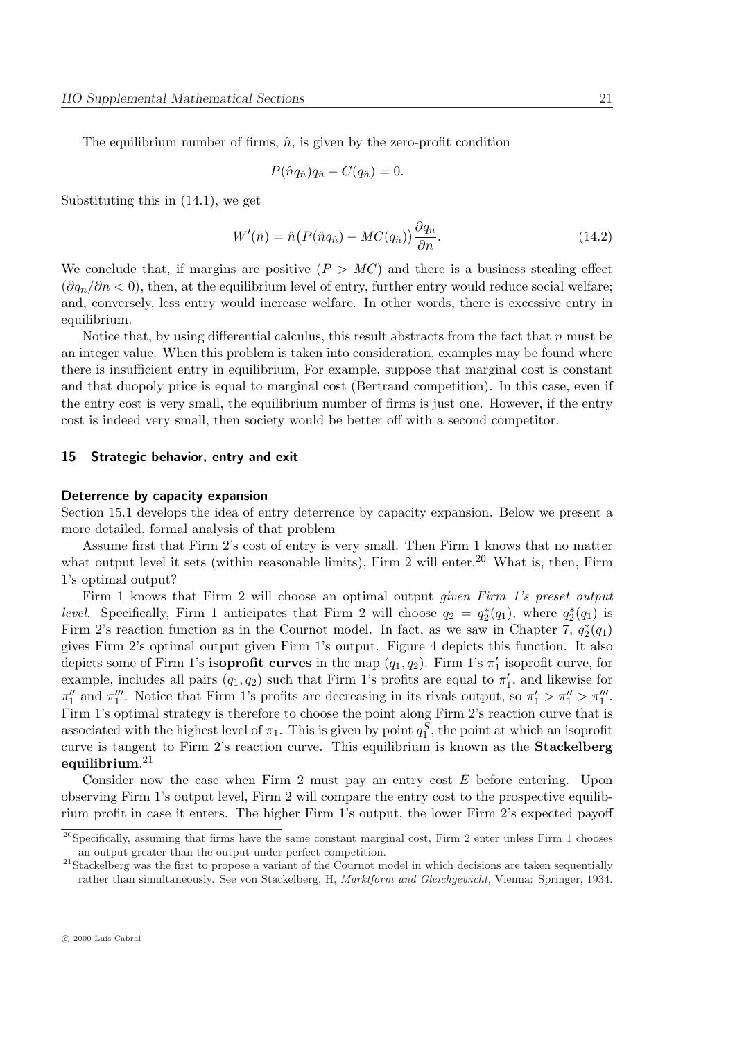The equilibrium number of firms, $\hat{n}$, is given by the zero-profit condition

$$P(\hat{n}q_{\hat{n}})q_{\hat{n}} - C(q_{\hat{n}}) = 0.$$

Substituting this in (14.1), we get

$$W'(\hat{n}) = \hat{n}\big(P(\hat{n}q_{\hat{n}}) - MC(q_{\hat{n}})\big)\frac{\partial q_n}{\partial n}. \tag{14.2}$$

We conclude that, if margins are positive ($P > MC$) and there is a business stealing effect ($\partial q_n/\partial n < 0$), then, at the equilibrium level of entry, further entry would reduce social welfare; and, conversely, less entry would increase welfare. In other words, there is excessive entry in equilibrium.

Notice that, by using differential calculus, this result abstracts from the fact that $n$ must be an integer value. When this problem is taken into consideration, examples may be found where there is insufficient entry in equilibrium, For example, suppose that marginal cost is constant and that duopoly price is equal to marginal cost (Bertrand competition). In this case, even if the entry cost is very small, the equilibrium number of firms is just one. However, if the entry cost is indeed very small, then society would be better off with a second competitor.

## 15 Strategic behavior, entry and exit

### Deterrence by capacity expansion

Section 15.1 develops the idea of entry deterrence by capacity expansion. Below we present a more detailed, formal analysis of that problem

Assume first that Firm 2's cost of entry is very small. Then Firm 1 knows that no matter what output level it sets (within reasonable limits), Firm 2 will enter.[20] What is, then, Firm 1's optimal output?

Firm 1 knows that Firm 2 will choose an optimal output *given Firm 1's preset output level*. Specifically, Firm 1 anticipates that Firm 2 will choose $q_2 = q_2^*(q_1)$, where $q_2^*(q_1)$ is Firm 2's reaction function as in the Cournot model. In fact, as we saw in Chapter 7, $q_2^*(q_1)$ gives Firm 2's optimal output given Firm 1's output. Figure 4 depicts this function. It also depicts some of Firm 1's **isoprofit curves** in the map $(q_1, q_2)$. Firm 1's $\pi_1'$ isoprofit curve, for example, includes all pairs $(q_1, q_2)$ such that Firm 1's profits are equal to $\pi_1'$, and likewise for $\pi_1''$ and $\pi_1'''$. Notice that Firm 1's profits are decreasing in its rivals output, so $\pi_1' > \pi_1'' > \pi_1'''$. Firm 1's optimal strategy is therefore to choose the point along Firm 2's reaction curve that is associated with the highest level of $\pi_1$. This is given by point $q_1^S$, the point at which an isoprofit curve is tangent to Firm 2's reaction curve. This equilibrium is known as the **Stackelberg equilibrium**.[21]

Consider now the case when Firm 2 must pay an entry cost $E$ before entering. Upon observing Firm 1's output level, Firm 2 will compare the entry cost to the prospective equilibrium profit in case it enters. The higher Firm 1's output, the lower Firm 2's expected payoff

---

[20] Specifically, assuming that firms have the same constant marginal cost, Firm 2 enter unless Firm 1 chooses an output greater than the output under perfect competition.

[21] Stackelberg was the first to propose a variant of the Cournot model in which decisions are taken sequentially rather than simultaneously. See von Stackelberg, H, *Marktform und Gleichgewicht,* Vienna: Springer, 1934.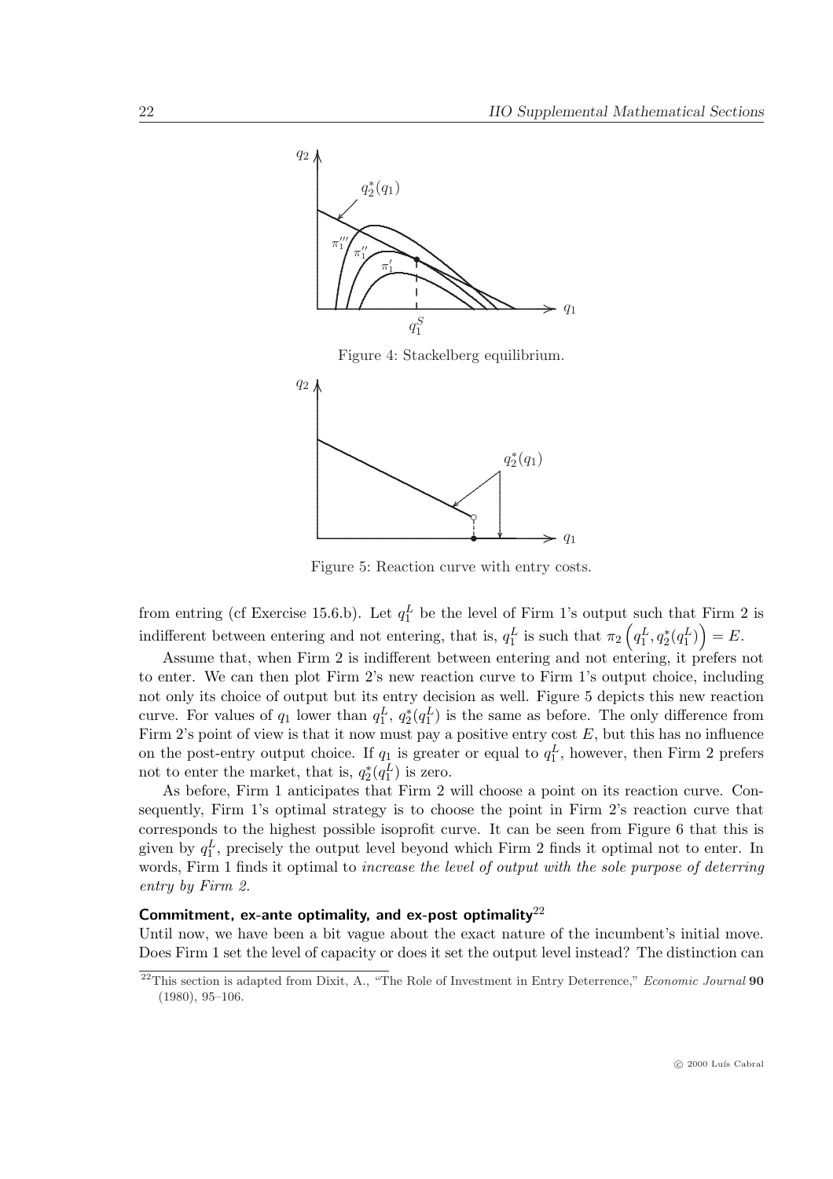Figure 4: Stackelberg equilibrium.

Figure 5: Reaction curve with entry costs.

from entring (cf Exercise 15.6.b). Let $q_1^L$ be the level of Firm 1's output such that Firm 2 is indifferent between entering and not entering, that is, $q_1^L$ is such that $\pi_2\left(q_1^L, q_2^*(q_1^L)\right) = E$.

Assume that, when Firm 2 is indifferent between entering and not entering, it prefers not to enter. We can then plot Firm 2's new reaction curve to Firm 1's output choice, including not only its choice of output but its entry decision as well. Figure 5 depicts this new reaction curve. For values of $q_1$ lower than $q_1^L$, $q_2^*(q_1^L)$ is the same as before. The only difference from Firm 2's point of view is that it now must pay a positive entry cost $E$, but this has no influence on the post-entry output choice. If $q_1$ is greater or equal to $q_1^L$, however, then Firm 2 prefers not to enter the market, that is, $q_2^*(q_1^L)$ is zero.

As before, Firm 1 anticipates that Firm 2 will choose a point on its reaction curve. Consequently, Firm 1's optimal strategy is to choose the point in Firm 2's reaction curve that corresponds to the highest possible isoprofit curve. It can be seen from Figure 6 that this is given by $q_1^L$, precisely the output level beyond which Firm 2 finds it optimal not to enter. In words, Firm 1 finds it optimal to *increase the level of output with the sole purpose of deterring entry by Firm 2.*

### Commitment, ex-ante optimality, and ex-post optimality[22]

Until now, we have been a bit vague about the exact nature of the incumbent's initial move. Does Firm 1 set the level of capacity or does it set the output level instead? The distinction can

[22] This section is adapted from Dixit, A., "The Role of Investment in Entry Deterrence," *Economic Journal* **90** (1980), 95–106.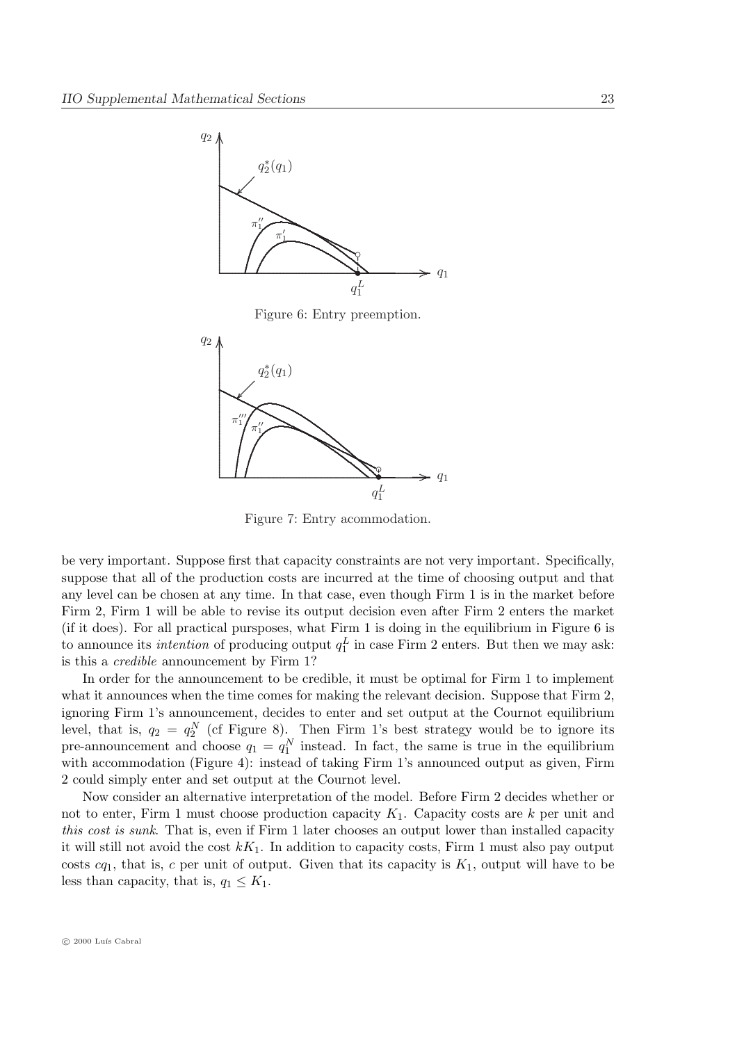Figure 6: Entry preemption.

Figure 7: Entry acommodation.

be very important. Suppose first that capacity constraints are not very important. Specifically, suppose that all of the production costs are incurred at the time of choosing output and that any level can be chosen at any time. In that case, even though Firm 1 is in the market before Firm 2, Firm 1 will be able to revise its output decision even after Firm 2 enters the market (if it does). For all practical pursposes, what Firm 1 is doing in the equilibrium in Figure 6 is to announce its *intention* of producing output $q_1^L$ in case Firm 2 enters. But then we may ask: is this a *credible* announcement by Firm 1?

In order for the announcement to be credible, it must be optimal for Firm 1 to implement what it announces when the time comes for making the relevant decision. Suppose that Firm 2, ignoring Firm 1's announcement, decides to enter and set output at the Cournot equilibrium level, that is, $q_2 = q_2^N$ (cf Figure 8). Then Firm 1's best strategy would be to ignore its pre-announcement and choose $q_1 = q_1^N$ instead. In fact, the same is true in the equilibrium with accommodation (Figure 4): instead of taking Firm 1's announced output as given, Firm 2 could simply enter and set output at the Cournot level.

Now consider an alternative interpretation of the model. Before Firm 2 decides whether or not to enter, Firm 1 must choose production capacity $K_1$. Capacity costs are $k$ per unit and *this cost is sunk*. That is, even if Firm 1 later chooses an output lower than installed capacity it will still not avoid the cost $kK_1$. In addition to capacity costs, Firm 1 must also pay output costs $cq_1$, that is, $c$ per unit of output. Given that its capacity is $K_1$, output will have to be less than capacity, that is, $q_1 \leq K_1$.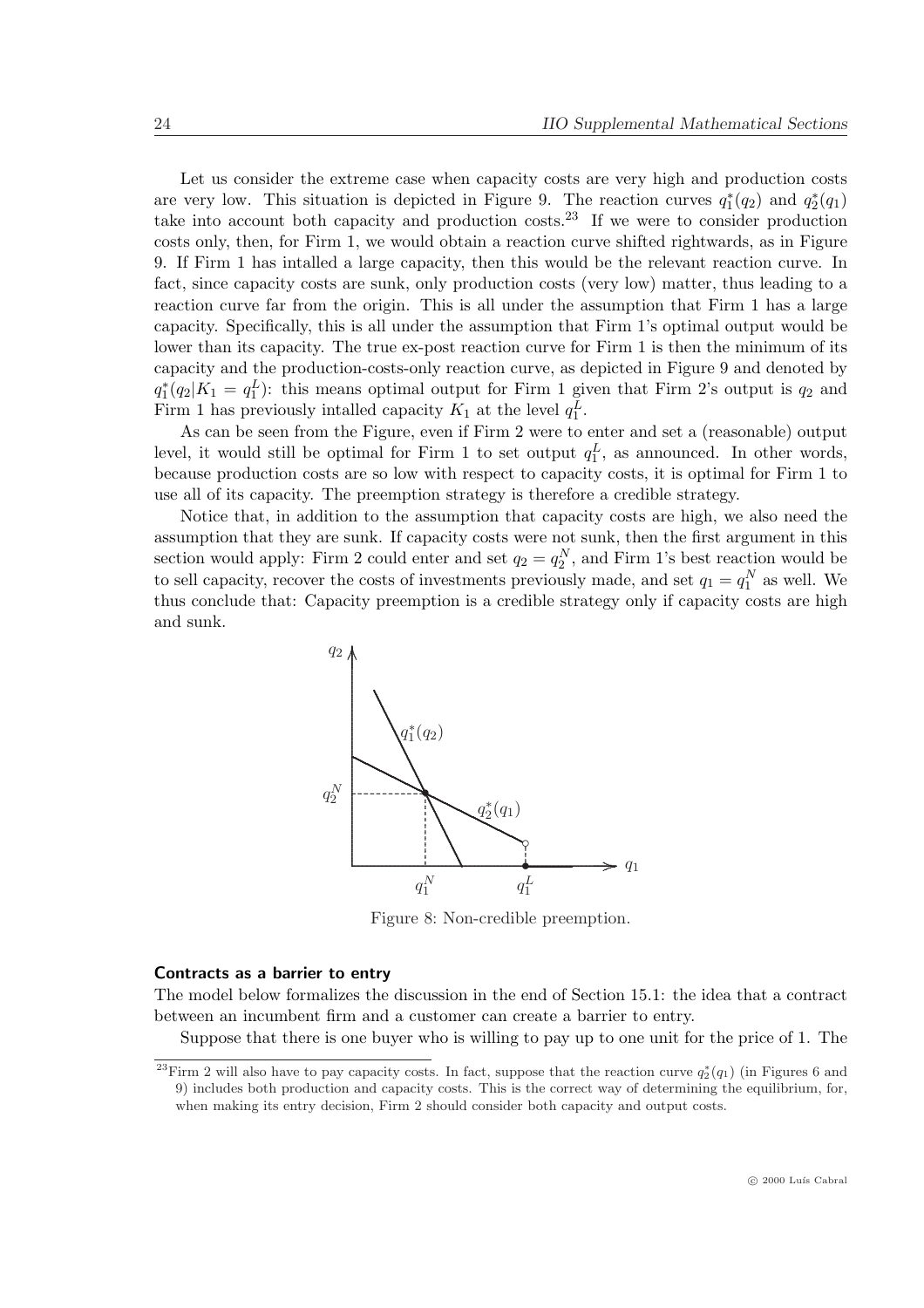Let us consider the extreme case when capacity costs are very high and production costs are very low. This situation is depicted in Figure 9. The reaction curves $q_1^*(q_2)$ and $q_2^*(q_1)$ take into account both capacity and production costs.[23] If we were to consider production costs only, then, for Firm 1, we would obtain a reaction curve shifted rightwards, as in Figure 9. If Firm 1 has intalled a large capacity, then this would be the relevant reaction curve. In fact, since capacity costs are sunk, only production costs (very low) matter, thus leading to a reaction curve far from the origin. This is all under the assumption that Firm 1 has a large capacity. Specifically, this is all under the assumption that Firm 1's optimal output would be lower than its capacity. The true ex-post reaction curve for Firm 1 is then the minimum of its capacity and the production-costs-only reaction curve, as depicted in Figure 9 and denoted by $q_1^*(q_2|K_1 = q_1^L)$: this means optimal output for Firm 1 given that Firm 2's output is $q_2$ and Firm 1 has previously intalled capacity $K_1$ at the level $q_1^L$.

As can be seen from the Figure, even if Firm 2 were to enter and set a (reasonable) output level, it would still be optimal for Firm 1 to set output $q_1^L$, as announced. In other words, because production costs are so low with respect to capacity costs, it is optimal for Firm 1 to use all of its capacity. The preemption strategy is therefore a credible strategy.

Notice that, in addition to the assumption that capacity costs are high, we also need the assumption that they are sunk. If capacity costs were not sunk, then the first argument in this section would apply: Firm 2 could enter and set $q_2 = q_2^N$, and Firm 1's best reaction would be to sell capacity, recover the costs of investments previously made, and set $q_1 = q_1^N$ as well. We thus conclude that: Capacity preemption is a credible strategy only if capacity costs are high and sunk.

Figure 8: Non-credible preemption.

#### Contracts as a barrier to entry

The model below formalizes the discussion in the end of Section 15.1: the idea that a contract between an incumbent firm and a customer can create a barrier to entry.

Suppose that there is one buyer who is willing to pay up to one unit for the price of 1. The

[23] Firm 2 will also have to pay capacity costs. In fact, suppose that the reaction curve $q_2^*(q_1)$ (in Figures 6 and 9) includes both production and capacity costs. This is the correct way of determining the equilibrium, for, when making its entry decision, Firm 2 should consider both capacity and output costs.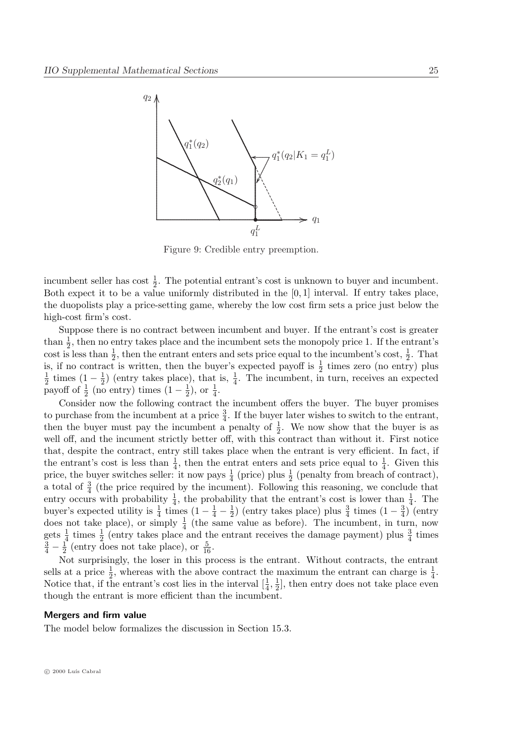Figure 9: Credible entry preemption.

incumbent seller has cost $\frac{1}{2}$. The potential entrant's cost is unknown to buyer and incumbent. Both expect it to be a value uniformly distributed in the $[0, 1]$ interval. If entry takes place, the duopolists play a price-setting game, whereby the low cost firm sets a price just below the high-cost firm's cost.

Suppose there is no contract between incumbent and buyer. If the entrant's cost is greater than $\frac{1}{2}$, then no entry takes place and the incumbent sets the monopoly price 1. If the entrant's cost is less than $\frac{1}{2}$, then the entrant enters and sets price equal to the incumbent's cost, $\frac{1}{2}$. That is, if no contract is written, then the buyer's expected payoff is $\frac{1}{2}$ times zero (no entry) plus $\frac{1}{2}$ times $(1 - \frac{1}{2})$ (entry takes place), that is, $\frac{1}{4}$. The incumbent, in turn, receives an expected payoff of $\frac{1}{2}$ (no entry) times $(1 - \frac{1}{2})$, or $\frac{1}{4}$.

Consider now the following contract the incumbent offers the buyer. The buyer promises to purchase from the incumbent at a price $\frac{3}{4}$. If the buyer later wishes to switch to the entrant, then the buyer must pay the incumbent a penalty of $\frac{1}{2}$. We now show that the buyer is as well off, and the incument strictly better off, with this contract than without it. First notice that, despite the contract, entry still takes place when the entrant is very efficient. In fact, if the entrant's cost is less than $\frac{1}{4}$, then the entrat enters and sets price equal to $\frac{1}{4}$. Given this price, the buyer switches seller: it now pays $\frac{1}{4}$ (price) plus $\frac{1}{2}$ (penalty from breach of contract), a total of $\frac{3}{4}$ (the price required by the incument). Following this reasoning, we conclude that entry occurs with probability $\frac{1}{4}$, the probability that the entrant's cost is lower than $\frac{1}{4}$. The buyer's expected utility is $\frac{1}{4}$ times $(1 - \frac{1}{4} - \frac{1}{2})$ (entry takes place) plus $\frac{3}{4}$ times $(1 - \frac{3}{4})$ (entry does not take place), or simply $\frac{1}{4}$ (the same value as before). The incumbent, in turn, now gets $\frac{1}{4}$ times $\frac{1}{2}$ (entry takes place and the entrant receives the damage payment) plus $\frac{3}{4}$ times $\frac{3}{4} - \frac{1}{2}$ (entry does not take place), or $\frac{5}{16}$.

Not surprisingly, the loser in this process is the entrant. Without contracts, the entrant sells at a price $\frac{1}{2}$, whereas with the above contract the maximum the entrant can charge is $\frac{1}{4}$. Notice that, if the entrant's cost lies in the interval $[\frac{1}{4}, \frac{1}{2}]$, then entry does not take place even though the entrant is more efficient than the incumbent.

#### Mergers and firm value

The model below formalizes the discussion in Section 15.3.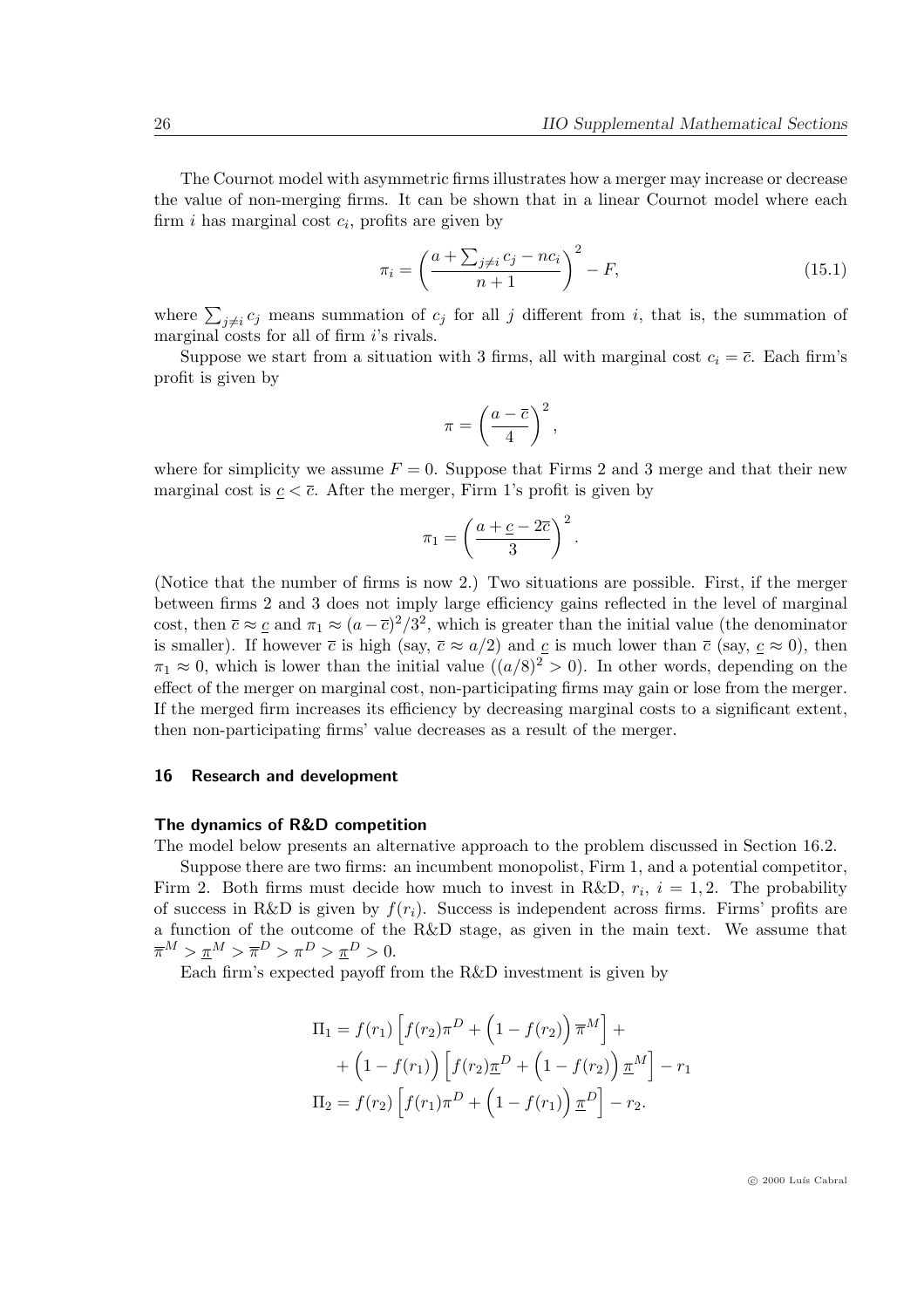The Cournot model with asymmetric firms illustrates how a merger may increase or decrease the value of non-merging firms. It can be shown that in a linear Cournot model where each firm $i$ has marginal cost $c_i$, profits are given by

$$\pi_i = \left( \frac{a + \sum_{j \neq i} c_j - n c_i}{n+1} \right)^2 - F, \tag{15.1}$$

where $\sum_{j \neq i} c_j$ means summation of $c_j$ for all $j$ different from $i$, that is, the summation of marginal costs for all of firm $i$'s rivals.

Suppose we start from a situation with 3 firms, all with marginal cost $c_i = \overline{c}$. Each firm's profit is given by

$$\pi = \left( \frac{a - \overline{c}}{4} \right)^2,$$

where for simplicity we assume $F = 0$. Suppose that Firms 2 and 3 merge and that their new marginal cost is $\underline{c} < \overline{c}$. After the merger, Firm 1's profit is given by

$$\pi_1 = \left( \frac{a + \underline{c} - 2\overline{c}}{3} \right)^2.$$

(Notice that the number of firms is now 2.) Two situations are possible. First, if the merger between firms 2 and 3 does not imply large efficiency gains reflected in the level of marginal cost, then $\overline{c} \approx \underline{c}$ and $\pi_1 \approx (a - \overline{c})^2/3^2$, which is greater than the initial value (the denominator is smaller). If however $\overline{c}$ is high (say, $\overline{c} \approx a/2$) and $\underline{c}$ is much lower than $\overline{c}$ (say, $\underline{c} \approx 0$), then $\pi_1 \approx 0$, which is lower than the initial value ($(a/8)^2 > 0$). In other words, depending on the effect of the merger on marginal cost, non-participating firms may gain or lose from the merger. If the merged firm increases its efficiency by decreasing marginal costs to a significant extent, then non-participating firms' value decreases as a result of the merger.

## 16 Research and development

### The dynamics of R&D competition

The model below presents an alternative approach to the problem discussed in Section 16.2.

Suppose there are two firms: an incumbent monopolist, Firm 1, and a potential competitor, Firm 2. Both firms must decide how much to invest in R&D, $r_i$, $i = 1, 2$. The probability of success in R&D is given by $f(r_i)$. Success is independent across firms. Firms' profits are a function of the outcome of the R&D stage, as given in the main text. We assume that $\overline{\pi}^M > \underline{\pi}^M > \overline{\pi}^D > \pi^D > \underline{\pi}^D > 0$.

Each firm's expected payoff from the R&D investment is given by

$$\begin{aligned}
\Pi_1 &= f(r_1) \left[ f(r_2) \pi^D + \Big(1 - f(r_2)\Big) \overline{\pi}^M \right] + \\
&\quad + \Big(1 - f(r_1)\Big) \left[ f(r_2) \underline{\pi}^D + \Big(1 - f(r_2)\Big) \underline{\pi}^M \right] - r_1 \\
\Pi_2 &= f(r_2) \left[ f(r_1) \pi^D + \Big(1 - f(r_1)\Big) \underline{\pi}^D \right] - r_2.
\end{aligned}$$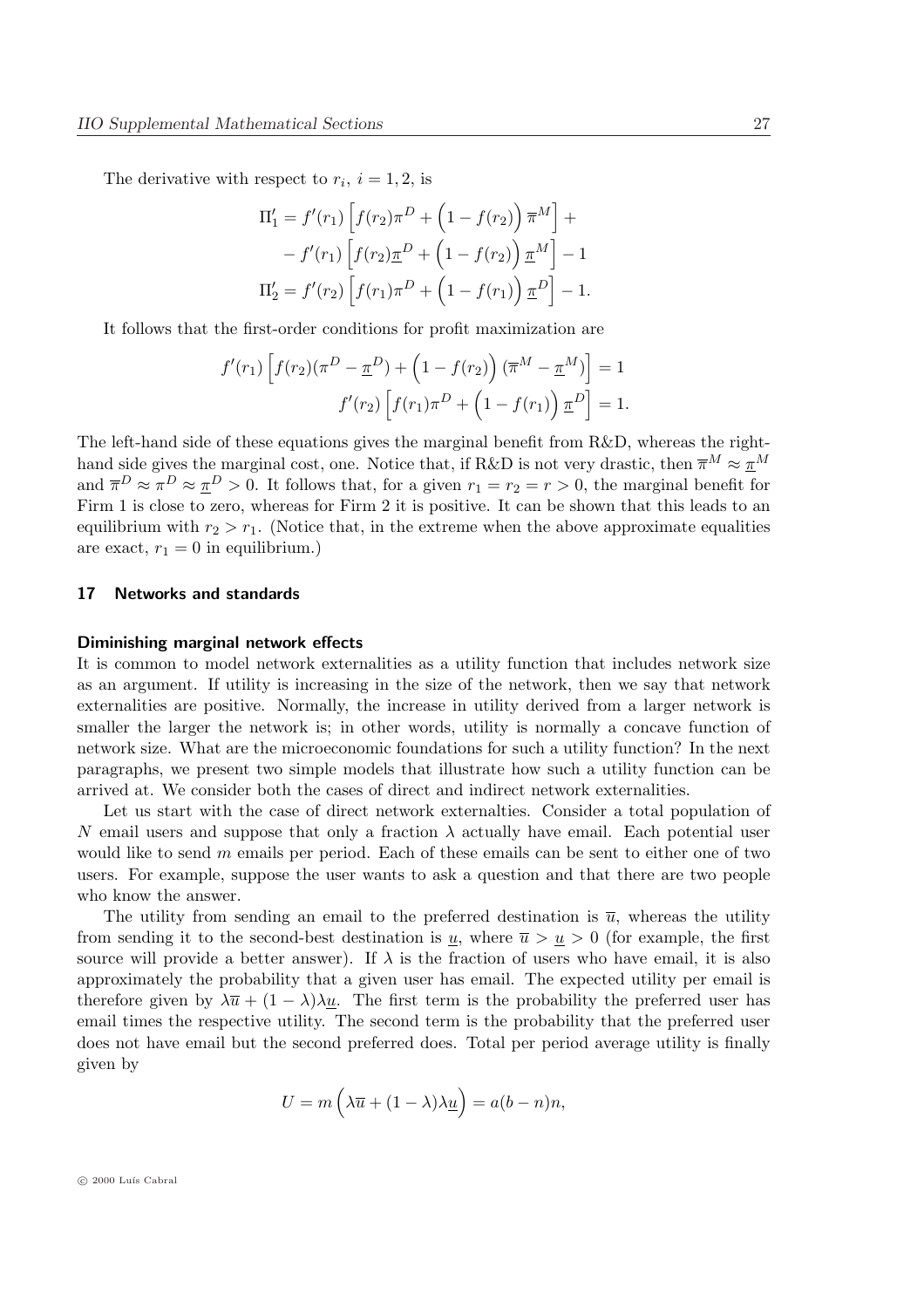The derivative with respect to $r_i$, $i = 1, 2$, is

$$\begin{aligned}
\Pi_1' &= f'(r_1)\left[f(r_2)\pi^D + \Big(1 - f(r_2)\Big)\,\overline{\pi}^M\right] + \\
&\quad - f'(r_1)\left[f(r_2)\underline{\pi}^D + \Big(1 - f(r_2)\Big)\,\underline{\pi}^M\right] - 1 \\
\Pi_2' &= f'(r_2)\left[f(r_1)\pi^D + \Big(1 - f(r_1)\Big)\,\underline{\pi}^D\right] - 1.
\end{aligned}$$

It follows that the first-order conditions for profit maximization are

$$\begin{aligned}
f'(r_1)\left[f(r_2)(\pi^D - \underline{\pi}^D) + \Big(1 - f(r_2)\Big)\,(\overline{\pi}^M - \underline{\pi}^M)\right] &= 1 \\
f'(r_2)\left[f(r_1)\pi^D + \Big(1 - f(r_1)\Big)\,\underline{\pi}^D\right] &= 1.
\end{aligned}$$

The left-hand side of these equations gives the marginal benefit from R&D, whereas the right-hand side gives the marginal cost, one. Notice that, if R&D is not very drastic, then $\overline{\pi}^M \approx \underline{\pi}^M$ and $\overline{\pi}^D \approx \pi^D \approx \underline{\pi}^D > 0$. It follows that, for a given $r_1 = r_2 = r > 0$, the marginal benefit for Firm 1 is close to zero, whereas for Firm 2 it is positive. It can be shown that this leads to an equilibrium with $r_2 > r_1$. (Notice that, in the extreme when the above approximate equalities are exact, $r_1 = 0$ in equilibrium.)

## 17 Networks and standards

### Diminishing marginal network effects

It is common to model network externalities as a utility function that includes network size as an argument. If utility is increasing in the size of the network, then we say that network externalities are positive. Normally, the increase in utility derived from a larger network is smaller the larger the network is; in other words, utility is normally a concave function of network size. What are the microeconomic foundations for such a utility function? In the next paragraphs, we present two simple models that illustrate how such a utility function can be arrived at. We consider both the cases of direct and indirect network externalities.

Let us start with the case of direct network externalties. Consider a total population of $N$ email users and suppose that only a fraction $\lambda$ actually have email. Each potential user would like to send $m$ emails per period. Each of these emails can be sent to either one of two users. For example, suppose the user wants to ask a question and that there are two people who know the answer.

The utility from sending an email to the preferred destination is $\overline{u}$, whereas the utility from sending it to the second-best destination is $\underline{u}$, where $\overline{u} > \underline{u} > 0$ (for example, the first source will provide a better answer). If $\lambda$ is the fraction of users who have email, it is also approximately the probability that a given user has email. The expected utility per email is therefore given by $\lambda\overline{u} + (1 - \lambda)\lambda\underline{u}$. The first term is the probability the preferred user has email times the respective utility. The second term is the probability that the preferred user does not have email but the second preferred does. Total per period average utility is finally given by

$$U = m\left(\lambda\overline{u} + (1 - \lambda)\lambda\underline{u}\right) = a(b - n)n,$$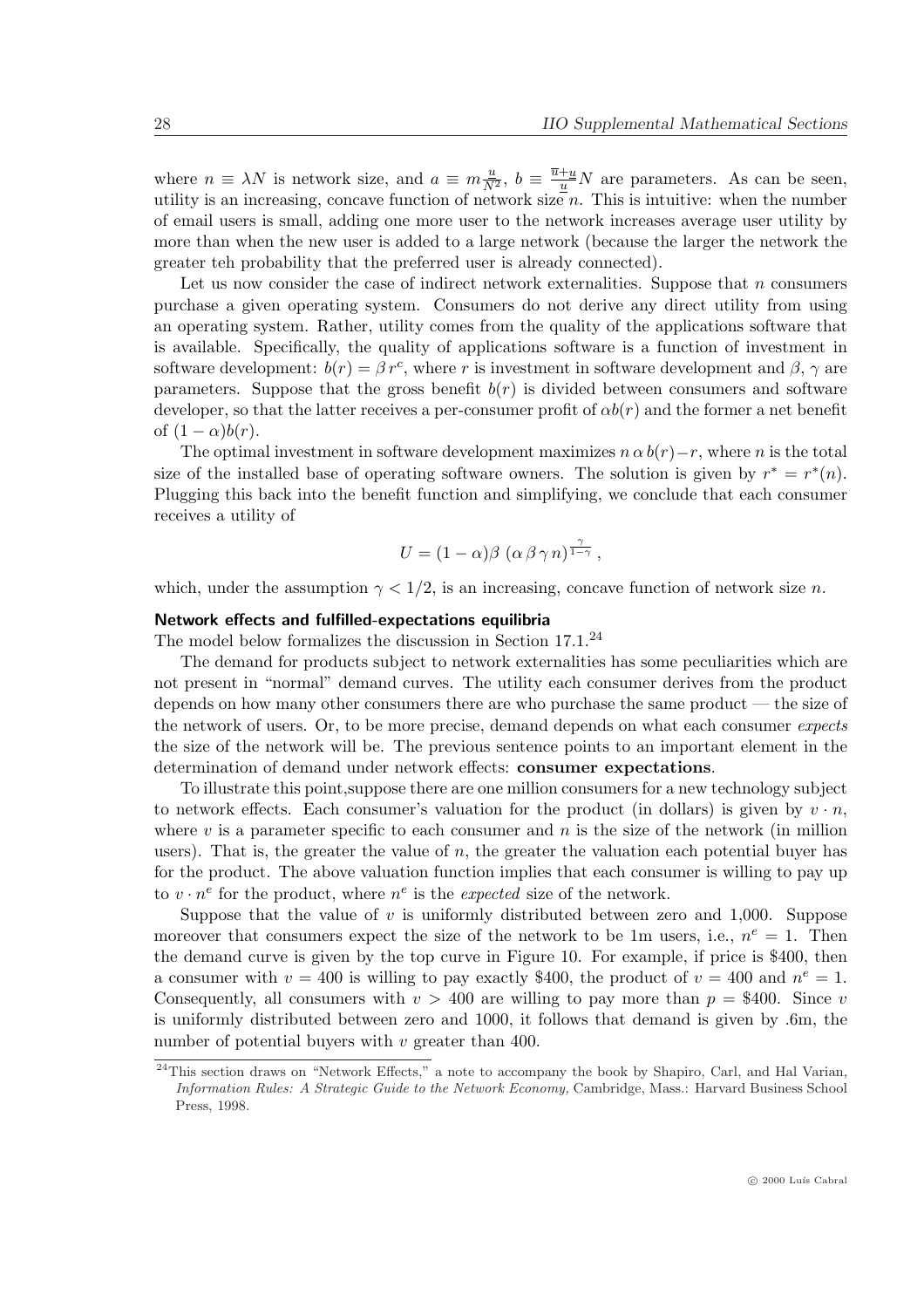where $n \equiv \lambda N$ is network size, and $a \equiv m \frac{u}{N^2}$, $b \equiv \frac{\overline{u}+\underline{u}}{\underline{u}} N$ are parameters. As can be seen, utility is an increasing, concave function of network size $n$. This is intuitive: when the number of email users is small, adding one more user to the network increases average user utility by more than when the new user is added to a large network (because the larger the network the greater teh probability that the preferred user is already connected).

Let us now consider the case of indirect network externalities. Suppose that $n$ consumers purchase a given operating system. Consumers do not derive any direct utility from using an operating system. Rather, utility comes from the quality of the applications software that is available. Specifically, the quality of applications software is a function of investment in software development: $b(r) = \beta \, r^c$, where $r$ is investment in software development and $\beta$, $\gamma$ are parameters. Suppose that the gross benefit $b(r)$ is divided between consumers and software developer, so that the latter receives a per-consumer profit of $\alpha b(r)$ and the former a net benefit of $(1 - \alpha)b(r)$.

The optimal investment in software development maximizes $n \, \alpha \, b(r) - r$, where $n$ is the total size of the installed base of operating software owners. The solution is given by $r^* = r^*(n)$. Plugging this back into the benefit function and simplifying, we conclude that each consumer receives a utility of

$$U = (1 - \alpha)\beta \; (\alpha \, \beta \, \gamma \, n)^{\frac{\gamma}{1-\gamma}} \,,$$

which, under the assumption $\gamma < 1/2$, is an increasing, concave function of network size $n$.

**Network effects and fulfilled-expectations equilibria**

The model below formalizes the discussion in Section 17.1.[24]

The demand for products subject to network externalities has some peculiarities which are not present in "normal" demand curves. The utility each consumer derives from the product depends on how many other consumers there are who purchase the same product — the size of the network of users. Or, to be more precise, demand depends on what each consumer *expects* the size of the network will be. The previous sentence points to an important element in the determination of demand under network effects: **consumer expectations**.

To illustrate this point,suppose there are one million consumers for a new technology subject to network effects. Each consumer's valuation for the product (in dollars) is given by $v \cdot n$, where $v$ is a parameter specific to each consumer and $n$ is the size of the network (in million users). That is, the greater the value of $n$, the greater the valuation each potential buyer has for the product. The above valuation function implies that each consumer is willing to pay up to $v \cdot n^e$ for the product, where $n^e$ is the *expected* size of the network.

Suppose that the value of $v$ is uniformly distributed between zero and 1,000. Suppose moreover that consumers expect the size of the network to be 1m users, i.e., $n^e = 1$. Then the demand curve is given by the top curve in Figure 10. For example, if price is \$400, then a consumer with $v = 400$ is willing to pay exactly \$400, the product of $v = 400$ and $n^e = 1$. Consequently, all consumers with $v > 400$ are willing to pay more than $p = \$400$. Since $v$ is uniformly distributed between zero and 1000, it follows that demand is given by .6m, the number of potential buyers with $v$ greater than 400.

[24] This section draws on "Network Effects," a note to accompany the book by Shapiro, Carl, and Hal Varian, *Information Rules: A Strategic Guide to the Network Economy,* Cambridge, Mass.: Harvard Business School Press, 1998.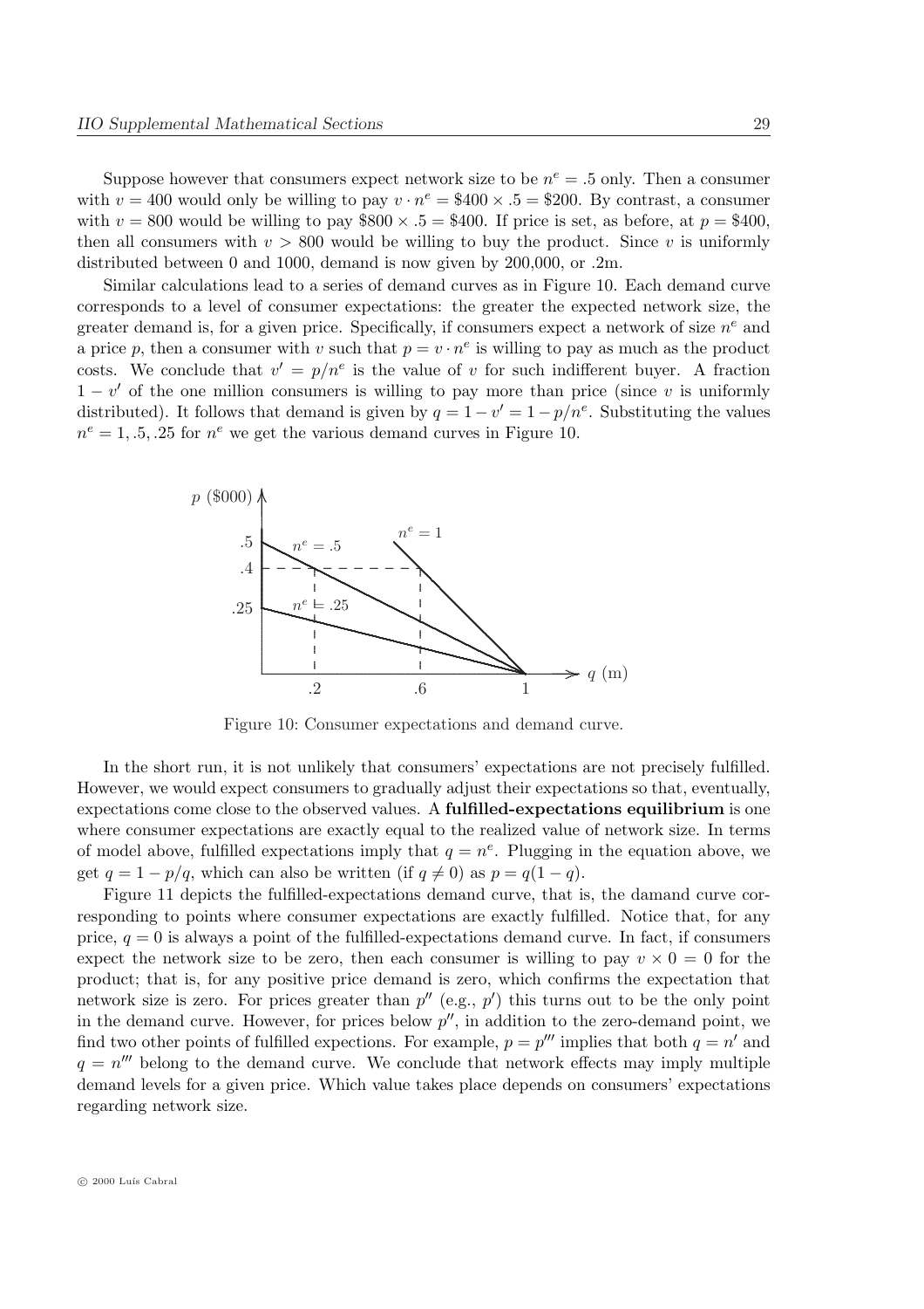Suppose however that consumers expect network size to be $n^e = .5$ only. Then a consumer with $v = 400$ would only be willing to pay $v \cdot n^e = \$400 \times .5 = \$200$. By contrast, a consumer with $v = 800$ would be willing to pay $\$800 \times .5 = \$400$. If price is set, as before, at $p = \$400$, then all consumers with $v > 800$ would be willing to buy the product. Since $v$ is uniformly distributed between 0 and 1000, demand is now given by 200,000, or .2m.

Similar calculations lead to a series of demand curves as in Figure 10. Each demand curve corresponds to a level of consumer expectations: the greater the expected network size, the greater demand is, for a given price. Specifically, if consumers expect a network of size $n^e$ and a price $p$, then a consumer with $v$ such that $p = v \cdot n^e$ is willing to pay as much as the product costs. We conclude that $v' = p/n^e$ is the value of $v$ for such indifferent buyer. A fraction $1 - v'$ of the one million consumers is willing to pay more than price (since $v$ is uniformly distributed). It follows that demand is given by $q = 1 - v' = 1 - p/n^e$. Substituting the values $n^e = 1, .5, .25$ for $n^e$ we get the various demand curves in Figure 10.

Figure 10: Consumer expectations and demand curve.

In the short run, it is not unlikely that consumers' expectations are not precisely fulfilled. However, we would expect consumers to gradually adjust their expectations so that, eventually, expectations come close to the observed values. A **fulfilled-expectations equilibrium** is one where consumer expectations are exactly equal to the realized value of network size. In terms of model above, fulfilled expectations imply that $q = n^e$. Plugging in the equation above, we get $q = 1 - p/q$, which can also be written (if $q \neq 0$) as $p = q(1 - q)$.

Figure 11 depicts the fulfilled-expectations demand curve, that is, the damand curve corresponding to points where consumer expectations are exactly fulfilled. Notice that, for any price, $q = 0$ is always a point of the fulfilled-expectations demand curve. In fact, if consumers expect the network size to be zero, then each consumer is willing to pay $v \times 0 = 0$ for the product; that is, for any positive price demand is zero, which confirms the expectation that network size is zero. For prices greater than $p''$ (e.g., $p'$) this turns out to be the only point in the demand curve. However, for prices below $p''$, in addition to the zero-demand point, we find two other points of fulfilled expections. For example, $p = p'''$ implies that both $q = n'$ and $q = n'''$ belong to the demand curve. We conclude that network effects may imply multiple demand levels for a given price. Which value takes place depends on consumers' expectations regarding network size.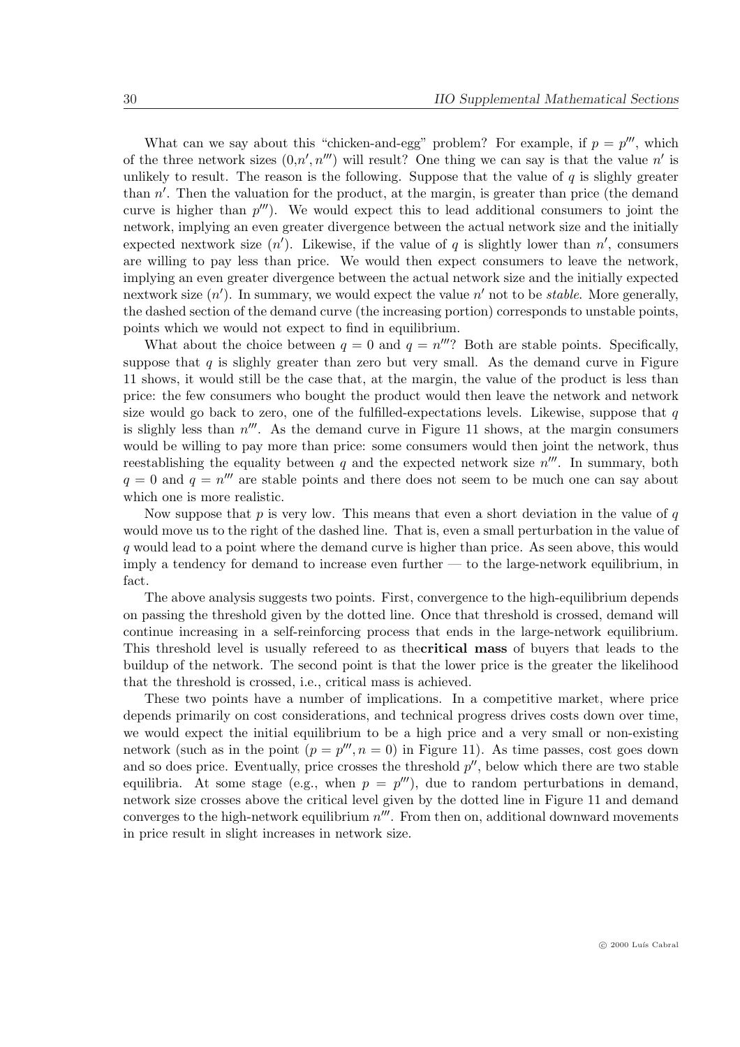What can we say about this "chicken-and-egg" problem? For example, if $p = p'''$, which of the three network sizes $(0, n', n''')$ will result? One thing we can say is that the value $n'$ is unlikely to result. The reason is the following. Suppose that the value of $q$ is slighly greater than $n'$. Then the valuation for the product, at the margin, is greater than price (the demand curve is higher than $p'''$). We would expect this to lead additional consumers to joint the network, implying an even greater divergence between the actual network size and the initially expected nextwork size ($n'$). Likewise, if the value of $q$ is slightly lower than $n'$, consumers are willing to pay less than price. We would then expect consumers to leave the network, implying an even greater divergence between the actual network size and the initially expected nextwork size ($n'$). In summary, we would expect the value $n'$ not to be *stable*. More generally, the dashed section of the demand curve (the increasing portion) corresponds to unstable points, points which we would not expect to find in equilibrium.

What about the choice between $q = 0$ and $q = n'''$? Both are stable points. Specifically, suppose that $q$ is slighly greater than zero but very small. As the demand curve in Figure 11 shows, it would still be the case that, at the margin, the value of the product is less than price: the few consumers who bought the product would then leave the network and network size would go back to zero, one of the fulfilled-expectations levels. Likewise, suppose that $q$ is slighly less than $n'''$. As the demand curve in Figure 11 shows, at the margin consumers would be willing to pay more than price: some consumers would then joint the network, thus reestablishing the equality between $q$ and the expected network size $n'''$. In summary, both $q = 0$ and $q = n'''$ are stable points and there does not seem to be much one can say about which one is more realistic.

Now suppose that $p$ is very low. This means that even a short deviation in the value of $q$ would move us to the right of the dashed line. That is, even a small perturbation in the value of $q$ would lead to a point where the demand curve is higher than price. As seen above, this would imply a tendency for demand to increase even further — to the large-network equilibrium, in fact.

The above analysis suggests two points. First, convergence to the high-equilibrium depends on passing the threshold given by the dotted line. Once that threshold is crossed, demand will continue increasing in a self-reinforcing process that ends in the large-network equilibrium. This threshold level is usually refereed to as the**critical mass** of buyers that leads to the buildup of the network. The second point is that the lower price is the greater the likelihood that the threshold is crossed, i.e., critical mass is achieved.

These two points have a number of implications. In a competitive market, where price depends primarily on cost considerations, and technical progress drives costs down over time, we would expect the initial equilibrium to be a high price and a very small or non-existing network (such as in the point $(p = p''', n = 0)$ in Figure 11). As time passes, cost goes down and so does price. Eventually, price crosses the threshold $p''$, below which there are two stable equilibria. At some stage (e.g., when $p = p'''$), due to random perturbations in demand, network size crosses above the critical level given by the dotted line in Figure 11 and demand converges to the high-network equilibrium $n'''$. From then on, additional downward movements in price result in slight increases in network size.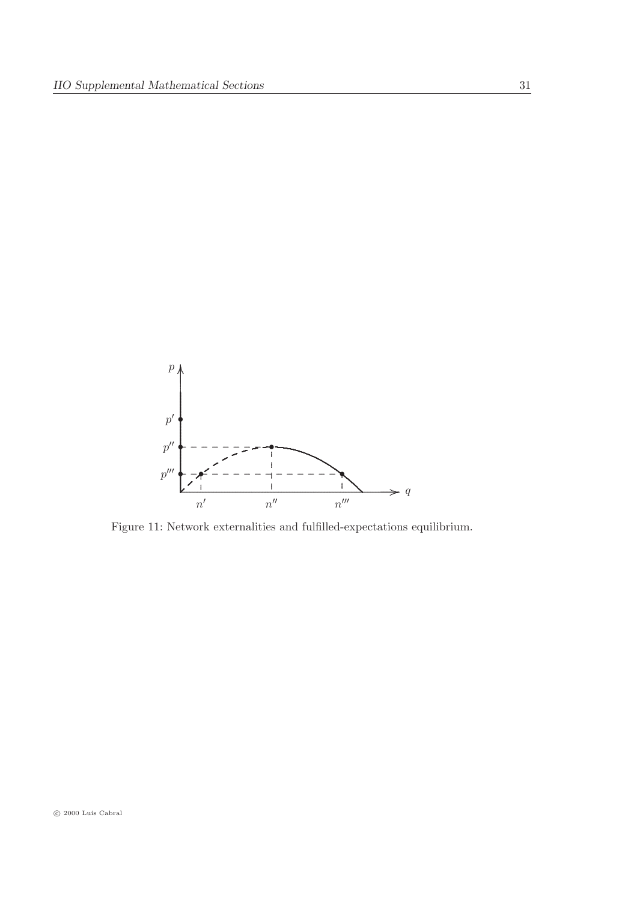p

p′

p′′

p′′′

q

n′

n′′

n′′′

Figure 11: Network externalities and fulfilled-expectations equilibrium.